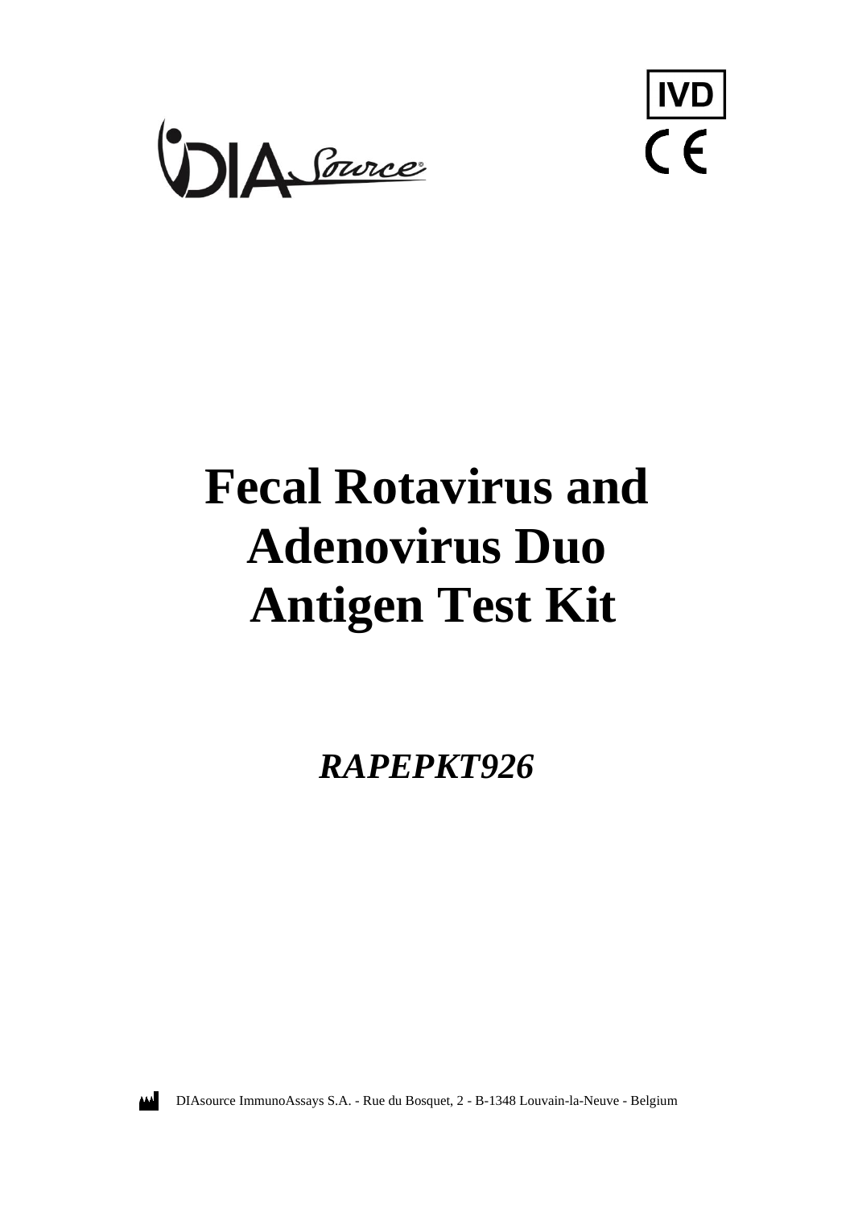IVD

CE

# Fecal Rotavirus and Adenovirus Duo Antigen Test Kit

***RAPEPKT926***

DIAsource ImmunoAssays S.A. - Rue du Bosquet, 2 - B-1348 Louvain-la-Neuve - Belgium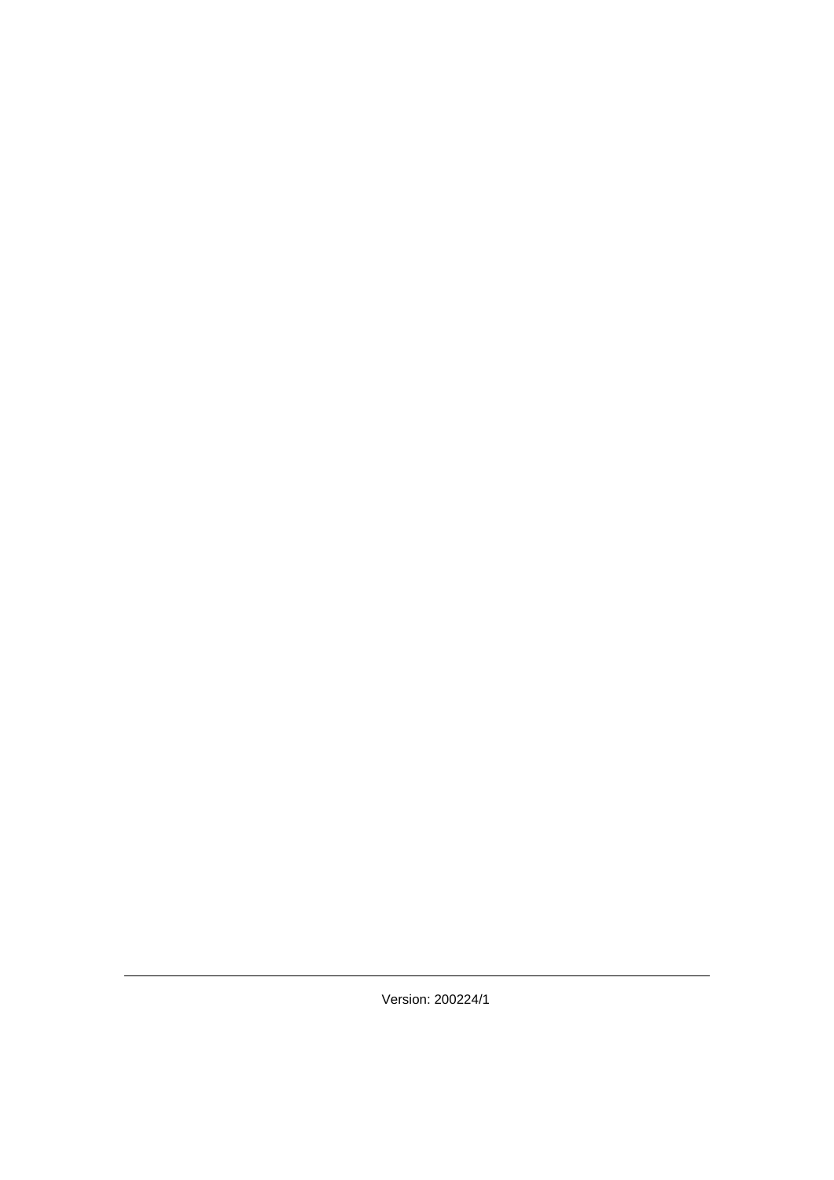Version: 200224/1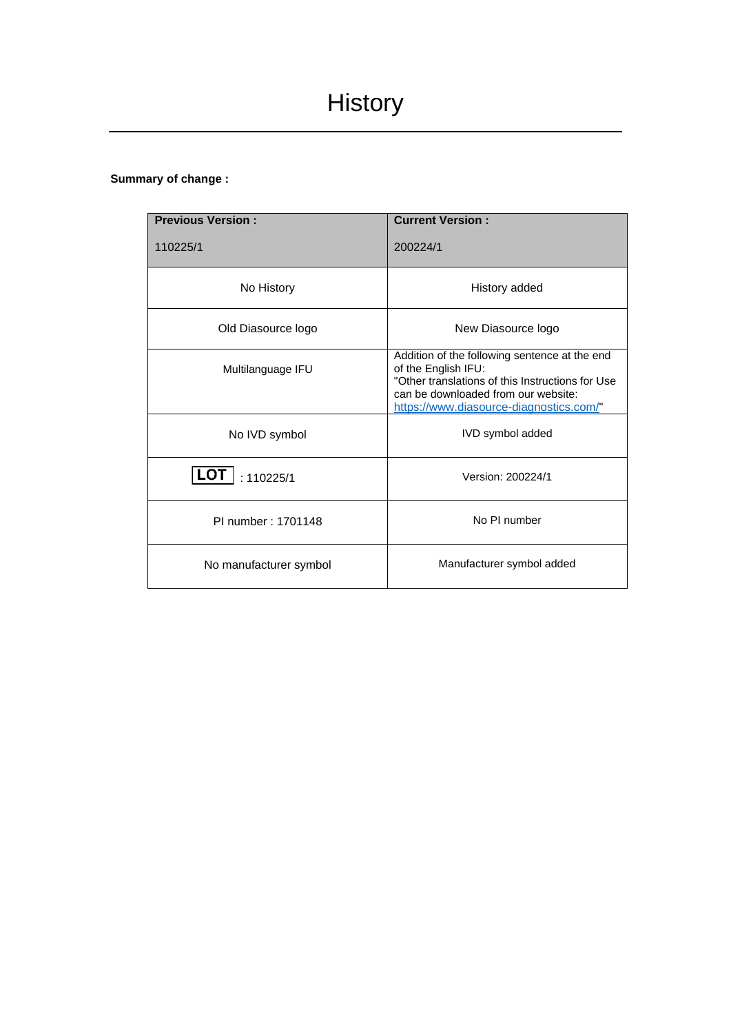# History

**Summary of change :**

| **Previous Version :** 110225/1 | **Current Version :** 200224/1 |
|---|---|
| No History | History added |
| Old Diasource logo | New Diasource logo |
| Multilanguage IFU | Addition of the following sentence at the end of the English IFU: "Other translations of this Instructions for Use can be downloaded from our website: https://www.diasource-diagnostics.com/" |
| No IVD symbol | IVD symbol added |
| LOT : 110225/1 | Version: 200224/1 |
| PI number : 1701148 | No PI number |
| No manufacturer symbol | Manufacturer symbol added |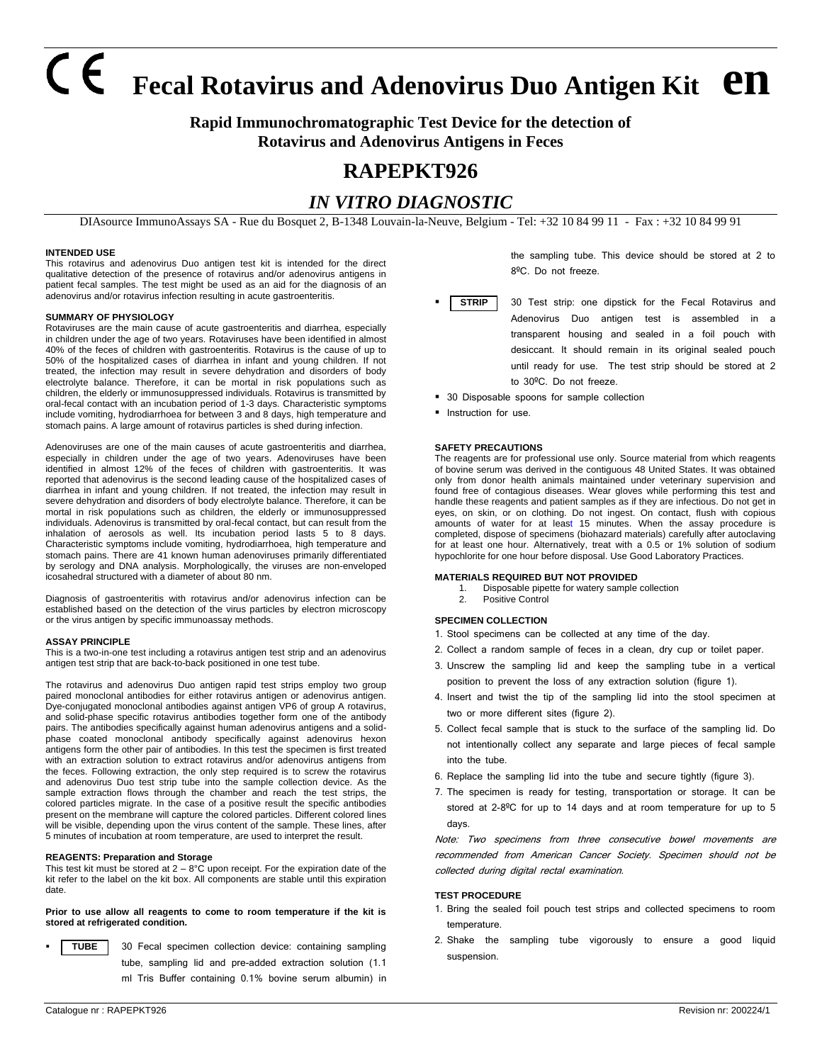# CE Fecal Rotavirus and Adenovirus Duo Antigen Kit **en**

**Rapid Immunochromatographic Test Device for the detection of Rotavirus and Adenovirus Antigens in Feces**

## RAPEPKT926

## *IN VITRO DIAGNOSTIC*

DIAsource ImmunoAssays SA - Rue du Bosquet 2, B-1348 Louvain-la-Neuve, Belgium - Tel: +32 10 84 99 11 - Fax : +32 10 84 99 91

### INTENDED USE

This rotavirus and adenovirus Duo antigen test kit is intended for the direct qualitative detection of the presence of rotavirus and/or adenovirus antigens in patient fecal samples. The test might be used as an aid for the diagnosis of an adenovirus and/or rotavirus infection resulting in acute gastroenteritis.

### SUMMARY OF PHYSIOLOGY

Rotaviruses are the main cause of acute gastroenteritis and diarrhea, especially in children under the age of two years. Rotaviruses have been identified in almost 40% of the feces of children with gastroenteritis. Rotavirus is the cause of up to 50% of the hospitalized cases of diarrhea in infant and young children. If not treated, the infection may result in severe dehydration and disorders of body electrolyte balance. Therefore, it can be mortal in risk populations such as children, the elderly or immunosuppressed individuals. Rotavirus is transmitted by oral-fecal contact with an incubation period of 1-3 days. Characteristic symptoms include vomiting, hydrodiarrhoea for between 3 and 8 days, high temperature and stomach pains. A large amount of rotavirus particles is shed during infection.

Adenoviruses are one of the main causes of acute gastroenteritis and diarrhea, especially in children under the age of two years. Adenoviruses have been identified in almost 12% of the feces of children with gastroenteritis. It was reported that adenovirus is the second leading cause of the hospitalized cases of diarrhea in infant and young children. If not treated, the infection may result in severe dehydration and disorders of body electrolyte balance. Therefore, it can be mortal in risk populations such as children, the elderly or immunosuppressed individuals. Adenovirus is transmitted by oral-fecal contact, but can result from the inhalation of aerosols as well. Its incubation period lasts 5 to 8 days. Characteristic symptoms include vomiting, hydrodiarrhoea, high temperature and stomach pains. There are 41 known human adenoviruses primarily differentiated by serology and DNA analysis. Morphologically, the viruses are non-enveloped icosahedral structured with a diameter of about 80 nm.

Diagnosis of gastroenteritis with rotavirus and/or adenovirus infection can be established based on the detection of the virus particles by electron microscopy or the virus antigen by specific immunoassay methods.

### ASSAY PRINCIPLE

This is a two-in-one test including a rotavirus antigen test strip and an adenovirus antigen test strip that are back-to-back positioned in one test tube.

The rotavirus and adenovirus Duo antigen rapid test strips employ two group paired monoclonal antibodies for either rotavirus antigen or adenovirus antigen. Dye-conjugated monoclonal antibodies against antigen VP6 of group A rotavirus, and solid-phase specific rotavirus antibodies together form one of the antibody pairs. The antibodies specifically against human adenovirus antigens and a solid-phase coated monoclonal antibody specifically against adenovirus hexon antigens form the other pair of antibodies. In this test the specimen is first treated with an extraction solution to extract rotavirus and/or adenovirus antigens from the feces. Following extraction, the only step required is to screw the rotavirus and adenovirus Duo test strip tube into the sample collection device. As the sample extraction flows through the chamber and reach the test strips, the colored particles migrate. In the case of a positive result the specific antibodies present on the membrane will capture the colored particles. Different colored lines will be visible, depending upon the virus content of the sample. These lines, after 5 minutes of incubation at room temperature, are used to interpret the result.

### REAGENTS: Preparation and Storage

This test kit must be stored at 2 – 8°C upon receipt. For the expiration date of the kit refer to the label on the kit box. All components are stable until this expiration date.

**Prior to use allow all reagents to come to room temperature if the kit is stored at refrigerated condition.**

- **TUBE** 30 Fecal specimen collection device: containing sampling tube, sampling lid and pre-added extraction solution (1.1 ml Tris Buffer containing 0.1% bovine serum albumin) in the sampling tube. This device should be stored at 2 to 8ºC. Do not freeze.
- **STRIP** 30 Test strip: one dipstick for the Fecal Rotavirus and Adenovirus Duo antigen test is assembled in a transparent housing and sealed in a foil pouch with desiccant. It should remain in its original sealed pouch until ready for use. The test strip should be stored at 2 to 30ºC. Do not freeze.
- 30 Disposable spoons for sample collection
- Instruction for use.

### SAFETY PRECAUTIONS

The reagents are for professional use only. Source material from which reagents of bovine serum was derived in the contiguous 48 United States. It was obtained only from donor health animals maintained under veterinary supervision and found free of contagious diseases. Wear gloves while performing this test and handle these reagents and patient samples as if they are infectious. Do not get in eyes, on skin, or on clothing. Do not ingest. On contact, flush with copious amounts of water for at least 15 minutes. When the assay procedure is completed, dispose of specimens (biohazard materials) carefully after autoclaving for at least one hour. Alternatively, treat with a 0.5 or 1% solution of sodium hypochlorite for one hour before disposal. Use Good Laboratory Practices.

### MATERIALS REQUIRED BUT NOT PROVIDED

1. Disposable pipette for watery sample collection
2. Positive Control

### SPECIMEN COLLECTION

1. Stool specimens can be collected at any time of the day.
2. Collect a random sample of feces in a clean, dry cup or toilet paper.
3. Unscrew the sampling lid and keep the sampling tube in a vertical position to prevent the loss of any extraction solution (figure 1).
4. Insert and twist the tip of the sampling lid into the stool specimen at two or more different sites (figure 2).
5. Collect fecal sample that is stuck to the surface of the sampling lid. Do not intentionally collect any separate and large pieces of fecal sample into the tube.
6. Replace the sampling lid into the tube and secure tightly (figure 3).
7. The specimen is ready for testing, transportation or storage. It can be stored at 2-8ºC for up to 14 days and at room temperature for up to 5 days.

*Note: Two specimens from three consecutive bowel movements are recommended from American Cancer Society. Specimen should not be collected during digital rectal examination.*

### TEST PROCEDURE

1. Bring the sealed foil pouch test strips and collected specimens to room temperature.
2. Shake the sampling tube vigorously to ensure a good liquid suspension.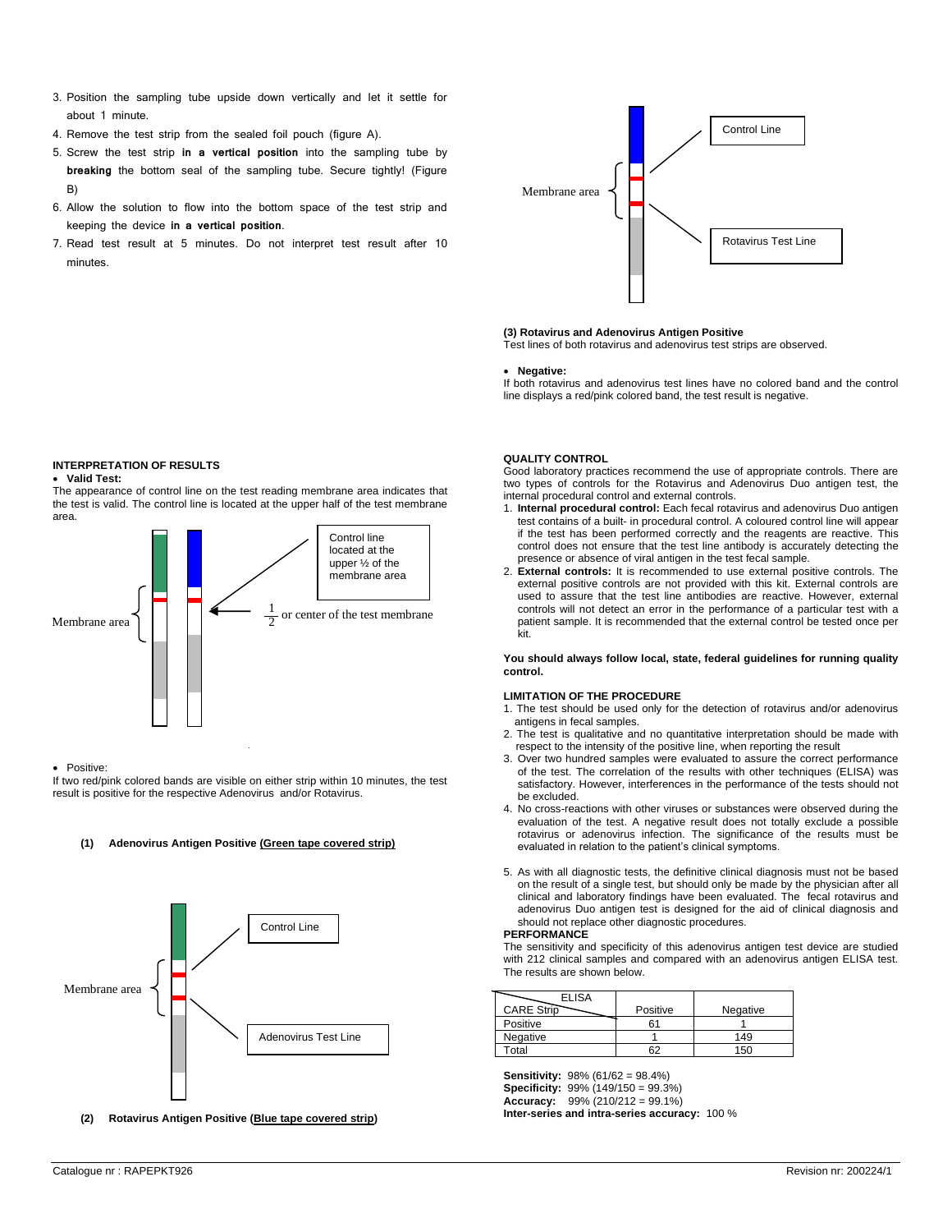3. Position the sampling tube upside down vertically and let it settle for about 1 minute.
4. Remove the test strip from the sealed foil pouch (figure A).
5. Screw the test strip **in a vertical position** into the sampling tube by **breaking** the bottom seal of the sampling tube. Secure tightly! (Figure B)
6. Allow the solution to flow into the bottom space of the test strip and keeping the device **in a vertical position**.
7. Read test result at 5 minutes. Do not interpret test result after 10 minutes.

**INTERPRETATION OF RESULTS**

- **Valid Test:**

The appearance of control line on the test reading membrane area indicates that the test is valid. The control line is located at the upper half of the test membrane area.

Membrane area

Control line located at the upper ½ of the membrane area

$\frac{1}{2}$ or center of the test membrane

- Positive:

If two red/pink colored bands are visible on either strip within 10 minutes, the test result is positive for the respective Adenovirus and/or Rotavirus.

**(1) Adenovirus Antigen Positive (<u>Green tape covered strip</u>)**

Membrane area

Control Line

Adenovirus Test Line

**(2) Rotavirus Antigen Positive (<u>Blue tape covered strip</u>)**

Membrane area

Control Line

Rotavirus Test Line

**(3) Rotavirus and Adenovirus Antigen Positive**

Test lines of both rotavirus and adenovirus test strips are observed.

- **Negative:**

If both rotavirus and adenovirus test lines have no colored band and the control line displays a red/pink colored band, the test result is negative.

**QUALITY CONTROL**

Good laboratory practices recommend the use of appropriate controls. There are two types of controls for the Rotavirus and Adenovirus Duo antigen test, the internal procedural control and external controls.

1. **Internal procedural control:** Each fecal rotavirus and adenovirus Duo antigen test contains of a built- in procedural control. A coloured control line will appear if the test has been performed correctly and the reagents are reactive. This control does not ensure that the test line antibody is accurately detecting the presence or absence of viral antigen in the test fecal sample.
2. **External controls:** It is recommended to use external positive controls. The external positive controls are not provided with this kit. External controls are used to assure that the test line antibodies are reactive. However, external controls will not detect an error in the performance of a particular test with a patient sample. It is recommended that the external control be tested once per kit.

**You should always follow local, state, federal guidelines for running quality control.**

**LIMITATION OF THE PROCEDURE**

1. The test should be used only for the detection of rotavirus and/or adenovirus antigens in fecal samples.
2. The test is qualitative and no quantitative interpretation should be made with respect to the intensity of the positive line, when reporting the result
3. Over two hundred samples were evaluated to assure the correct performance of the test. The correlation of the results with other techniques (ELISA) was satisfactory. However, interferences in the performance of the tests should not be excluded.
4. No cross-reactions with other viruses or substances were observed during the evaluation of the test. A negative result does not totally exclude a possible rotavirus or adenovirus infection. The significance of the results must be evaluated in relation to the patient's clinical symptoms.
5. As with all diagnostic tests, the definitive clinical diagnosis must not be based on the result of a single test, but should only be made by the physician after all clinical and laboratory findings have been evaluated. The fecal rotavirus and adenovirus Duo antigen test is designed for the aid of clinical diagnosis and should not replace other diagnostic procedures.

**PERFORMANCE**

The sensitivity and specificity of this adenovirus antigen test device are studied with 212 clinical samples and compared with an adenovirus antigen ELISA test. The results are shown below.

| CARE Strip \ ELISA | Positive | Negative |
|---|---|---|
| Positive | 61 | 1 |
| Negative | 1 | 149 |
| Total | 62 | 150 |

**Sensitivity:** 98% (61/62 = 98.4%)
**Specificity:** 99% (149/150 = 99.3%)
**Accuracy:** 99% (210/212 = 99.1%)
**Inter-series and intra-series accuracy:** 100 %

Catalogue nr : RAPEPKT926 Revision nr: 200224/1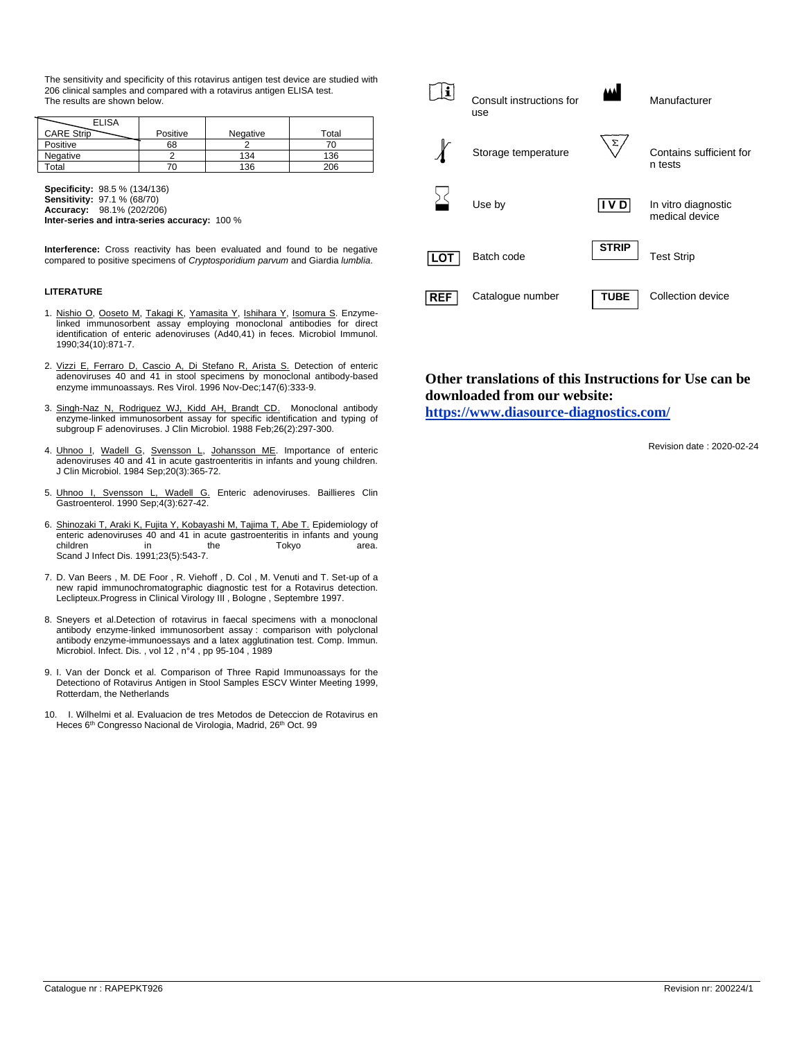The sensitivity and specificity of this rotavirus antigen test device are studied with 206 clinical samples and compared with a rotavirus antigen ELISA test.
The results are shown below.

| ELISA / CARE Strip | Positive | Negative | Total |
|---|---|---|---|
| Positive | 68 | 2 | 70 |
| Negative | 2 | 134 | 136 |
| Total | 70 | 136 | 206 |

**Specificity:** 98.5 % (134/136)
**Sensitivity:** 97.1 % (68/70)
**Accuracy:** 98.1% (202/206)
**Inter-series and intra-series accuracy:** 100 %

**Interference:** Cross reactivity has been evaluated and found to be negative compared to positive specimens of *Cryptosporidium parvum* and Giardia *lumblia*.

**LITERATURE**

1. Nishio O, Ooseto M, Takagi K, Yamasita Y, Ishihara Y, Isomura S. Enzyme-linked immunosorbent assay employing monoclonal antibodies for direct identification of enteric adenoviruses (Ad40,41) in feces. Microbiol Immunol. 1990;34(10):871-7.
2. Vizzi E, Ferraro D, Cascio A, Di Stefano R, Arista S. Detection of enteric adenoviruses 40 and 41 in stool specimens by monoclonal antibody-based enzyme immunoassays. Res Virol. 1996 Nov-Dec;147(6):333-9.
3. Singh-Naz N, Rodriguez WJ, Kidd AH, Brandt CD. Monoclonal antibody enzyme-linked immunosorbent assay for specific identification and typing of subgroup F adenoviruses. J Clin Microbiol. 1988 Feb;26(2):297-300.
4. Uhnoo I, Wadell G, Svensson L, Johansson ME. Importance of enteric adenoviruses 40 and 41 in acute gastroenteritis in infants and young children. J Clin Microbiol. 1984 Sep;20(3):365-72.
5. Uhnoo I, Svensson L, Wadell G. Enteric adenoviruses. Baillieres Clin Gastroenterol. 1990 Sep;4(3):627-42.
6. Shinozaki T, Araki K, Fujita Y, Kobayashi M, Tajima T, Abe T. Epidemiology of enteric adenoviruses 40 and 41 in acute gastroenteritis in infants and young children in the Tokyo area. Scand J Infect Dis. 1991;23(5):543-7.
7. D. Van Beers , M. DE Foor , R. Viehoff , D. Col , M. Venuti and T. Set-up of a new rapid immunochromatographic diagnostic test for a Rotavirus detection. Leclipteux.Progress in Clinical Virology III , Bologne , Septembre 1997.
8. Sneyers et al.Detection of rotavirus in faecal specimens with a monoclonal antibody enzyme-linked immunosorbent assay : comparison with polyclonal antibody enzyme-immunoessays and a latex agglutination test. Comp. Immun. Microbiol. Infect. Dis. , vol 12 , n°4 , pp 95-104 , 1989
9. I. Van der Donck et al. Comparison of Three Rapid Immunoassays for the Detectiono of Rotavirus Antigen in Stool Samples ESCV Winter Meeting 1999, Rotterdam, the Netherlands
10. I. Wilhelmi et al. Evaluacion de tres Metodos de Deteccion de Rotavirus en Heces 6th Congresso Nacional de Virologia, Madrid, 26th Oct. 99

| Symbol | Meaning | Symbol | Meaning |
|---|---|---|---|
| i | Consult instructions for use | | Manufacturer |
| | Storage temperature | Σ | Contains sufficient for n tests |
| | Use by | IVD | In vitro diagnostic medical device |
| LOT | Batch code | STRIP | Test Strip |
| REF | Catalogue number | TUBE | Collection device |

**Other translations of this Instructions for Use can be downloaded from our website:**
**https://www.diasource-diagnostics.com/**

Revision date : 2020-02-24

Catalogue nr : RAPEPKT926 Revision nr: 200224/1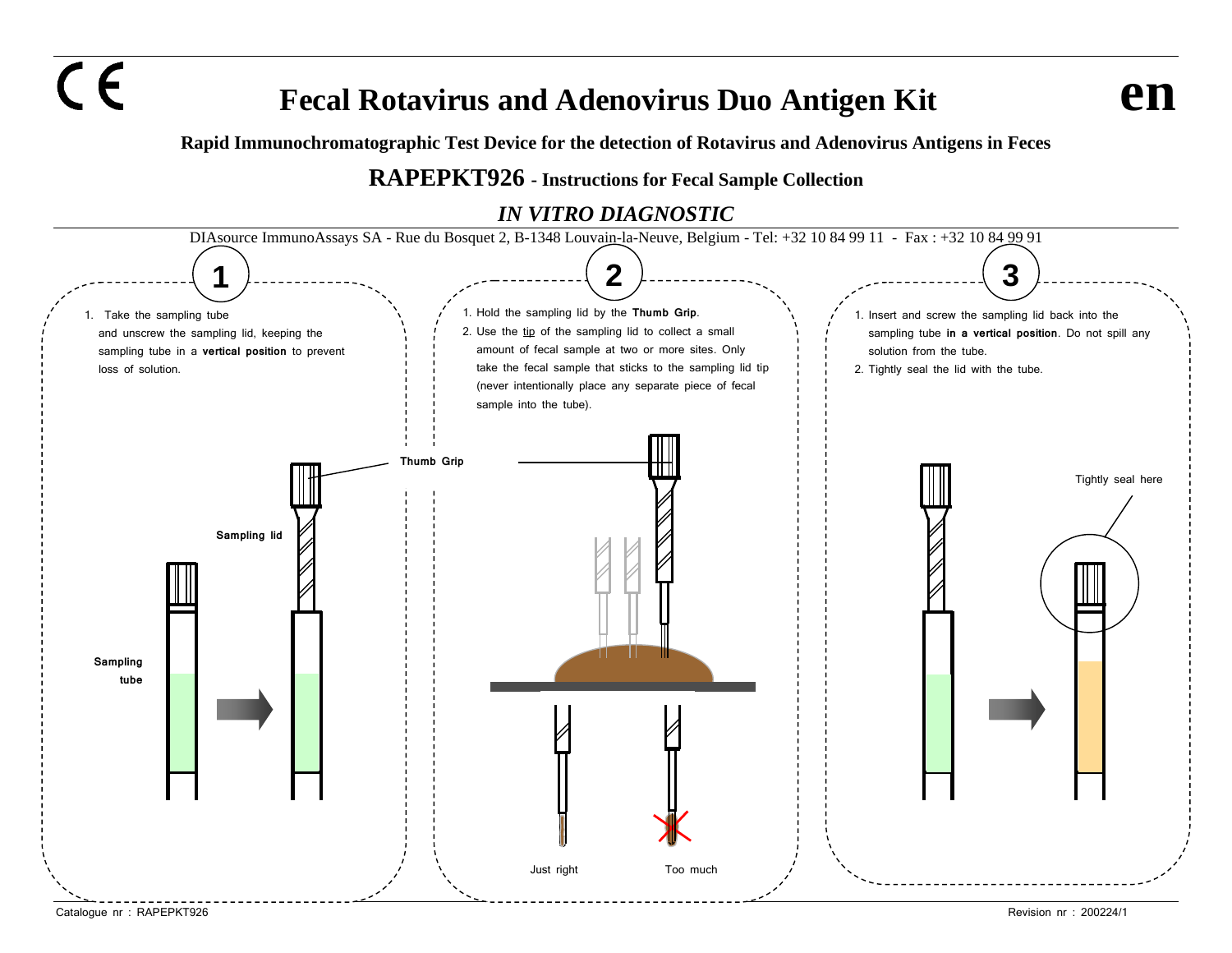# Fecal Rotavirus and Adenovirus Duo Antigen Kit

**en**

**Rapid Immunochromatographic Test Device for the detection of Rotavirus and Adenovirus Antigens in Feces**

**RAPEPKT926 - Instructions for Fecal Sample Collection**

***IN VITRO DIAGNOSTIC***

DIAsource ImmunoAssays SA - Rue du Bosquet 2, B-1348 Louvain-la-Neuve, Belgium - Tel: +32 10 84 99 11 - Fax : +32 10 84 99 91

## 1

1. Take the sampling tube and unscrew the sampling lid, keeping the sampling tube in a **vertical position** to prevent loss of solution.

**Thumb Grip**

**Sampling lid**

**Sampling tube**

## 2

1. Hold the sampling lid by the **Thumb Grip**.
2. Use the tip of the sampling lid to collect a small amount of fecal sample at two or more sites. Only take the fecal sample that sticks to the sampling lid tip (never intentionally place any separate piece of fecal sample into the tube).

Just right

Too much

## 3

1. Insert and screw the sampling lid back into the sampling tube **in a vertical position**. Do not spill any solution from the tube.
2. Tightly seal the lid with the tube.

Tightly seal here

Catalogue nr : RAPEPKT926

Revision nr : 200224/1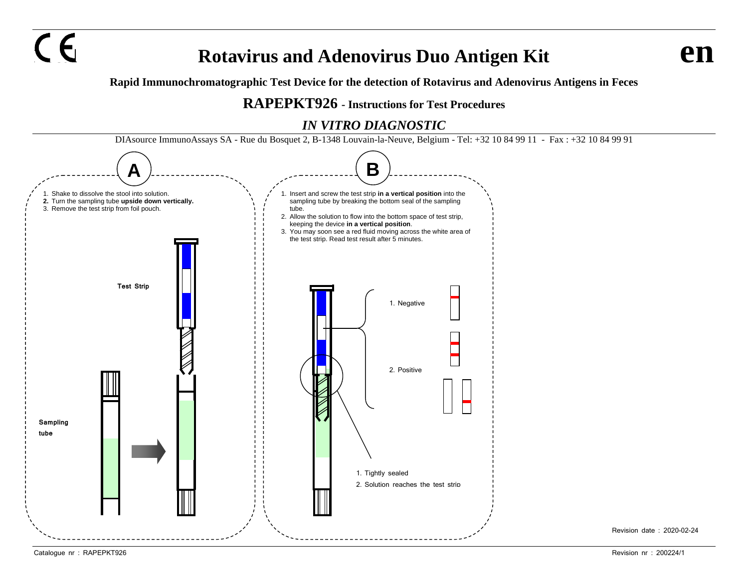CE

# Rotavirus and Adenovirus Duo Antigen Kit

**en**

**Rapid Immunochromatographic Test Device for the detection of Rotavirus and Adenovirus Antigens in Feces**

## RAPEPKT926 - Instructions for Test Procedures

*IN VITRO DIAGNOSTIC*

DIAsource ImmunoAssays SA - Rue du Bosquet 2, B-1348 Louvain-la-Neuve, Belgium - Tel: +32 10 84 99 11 - Fax : +32 10 84 99 91

### A

1. Shake to dissolve the stool into solution.
2. Turn the sampling tube **upside down vertically.**
3. Remove the test strip from foil pouch.

Test Strip

Sampling tube

### B

1. Insert and screw the test strip **in a vertical position** into the sampling tube by breaking the bottom seal of the sampling tube.
2. Allow the solution to flow into the bottom space of test strip, keeping the device **in a vertical position**.
3. You may soon see a red fluid moving across the white area of the test strip. Read test result after 5 minutes.

1. Negative
2. Positive

1. Tightly sealed
2. Solution reaches the test strip

Revision date : 2020-02-24

Catalogue nr : RAPEPKT926

Revision nr : 200224/1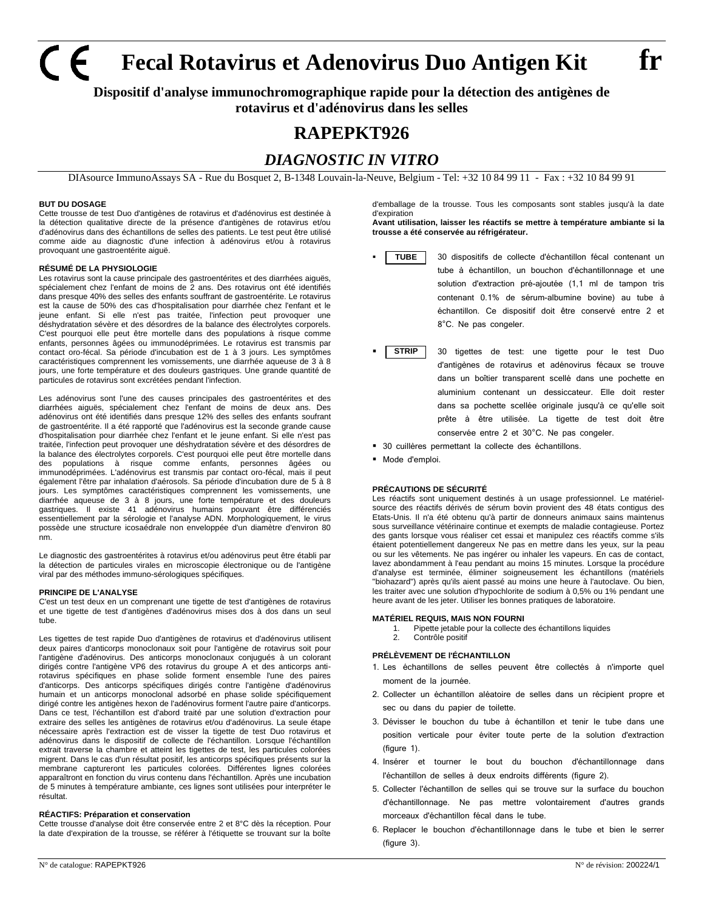# Fecal Rotavirus et Adenovirus Duo Antigen Kit

**fr**

**Dispositif d'analyse immunochromographique rapide pour la détection des antigènes de rotavirus et d'adénovirus dans les selles**

## RAPEPKT926

### *DIAGNOSTIC IN VITRO*

DIAsource ImmunoAssays SA - Rue du Bosquet 2, B-1348 Louvain-la-Neuve, Belgium - Tel: +32 10 84 99 11 - Fax : +32 10 84 99 91

#### BUT DU DOSAGE

Cette trousse de test Duo d'antigènes de rotavirus et d'adénovirus est destinée à la détection qualitative directe de la présence d'antigènes de rotavirus et/ou d'adénovirus dans des échantillons de selles des patients. Le test peut être utilisé comme aide au diagnostic d'une infection à adénovirus et/ou à rotavirus provoquant une gastroentérite aiguë.

#### RÉSUMÉ DE LA PHYSIOLOGIE

Les rotavirus sont la cause principale des gastroentérites et des diarrhées aiguës, spécialement chez l'enfant de moins de 2 ans. Des rotavirus ont été identifiés dans presque 40% des selles des enfants souffrant de gastroentérite. Le rotavirus est la cause de 50% des cas d'hospitalisation pour diarrhée chez l'enfant et le jeune enfant. Si elle n'est pas traitée, l'infection peut provoquer une déshydratation sévère et des désordres de la balance des électrolytes corporels. C'est pourquoi elle peut être mortelle dans des populations à risque comme enfants, personnes âgées ou immunodéprimées. Le rotavirus est transmis par contact oro-fécal. Sa période d'incubation est de 1 à 3 jours. Les symptômes caractéristiques comprennent les vomissements, une diarrhée aqueuse de 3 à 8 jours, une forte température et des douleurs gastriques. Une grande quantité de particules de rotavirus sont excrétées pendant l'infection.

Les adénovirus sont l'une des causes principales des gastroentérites et des diarrhées aiguës, spécialement chez l'enfant de moins de deux ans. Des adénovirus ont été identifiés dans presque 12% des selles des enfants soufrant de gastroentérite. Il a été rapporté que l'adénovirus est la seconde grande cause d'hospitalisation pour diarrhée chez l'enfant et le jeune enfant. Si elle n'est pas traitée, l'infection peut provoquer une déshydratation sévère et des désordres de la balance des électrolytes corporels. C'est pourquoi elle peut être mortelle dans des populations à risque comme enfants, personnes âgées ou immunodéprimées. L'adénovirus est transmis par contact oro-fécal, mais il peut également l'être par inhalation d'aérosols. Sa période d'incubation dure de 5 à 8 jours. Les symptômes caractéristiques comprennent les vomissements, une diarrhée aqueuse de 3 à 8 jours, une forte température et des douleurs gastriques. Il existe 41 adénovirus humains pouvant être différenciés essentiellement par la sérologie et l'analyse ADN. Morphologiquement, le virus possède une structure icosaédrale non enveloppée d'un diamètre d'environ 80 nm.

Le diagnostic des gastroentérites à rotavirus et/ou adénovirus peut être établi par la détection de particules virales en microscopie électronique ou de l'antigène viral par des méthodes immuno-sérologiques spécifiques.

#### PRINCIPE DE L'ANALYSE

C'est un test deux en un comprenant une tigette de test d'antigènes de rotavirus et une tigette de test d'antigènes d'adénovirus mises dos à dos dans un seul tube.

Les tigettes de test rapide Duo d'antigènes de rotavirus et d'adénovirus utilisent deux paires d'anticorps monoclonaux soit pour l'antigène de rotavirus soit pour l'antigène d'adénovirus. Des anticorps monoclonaux conjugués à un colorant dirigés contre l'antigène VP6 des rotavirus du groupe A et des anticorps anti-rotavirus spécifiques en phase solide forment ensemble l'une des paires d'anticorps. Des anticorps spécifiques dirigés contre l'antigène d'adénovirus humain et un anticorps monoclonal adsorbé en phase solide spécifiquement dirigé contre les antigènes hexon de l'adénovirus forment l'autre paire d'anticorps. Dans ce test, l'échantillon est d'abord traité par une solution d'extraction pour extraire des selles les antigènes de rotavirus et/ou d'adénovirus. La seule étape nécessaire après l'extraction est de visser la tigette de test Duo rotavirus et adénovirus dans le dispositif de collecte de l'échantillon. Lorsque l'échantillon extrait traverse la chambre et atteint les tigettes de test, les particules colorées migrent. Dans le cas d'un résultat positif, les anticorps spécifiques présents sur la membrane captureront les particules colorées. Différentes lignes colorées apparaîtront en fonction du virus contenu dans l'échantillon. Après une incubation de 5 minutes à température ambiante, ces lignes sont utilisées pour interpréter le résultat.

#### RÉACTIFS: Préparation et conservation

Cette trousse d'analyse doit être conservée entre 2 et 8°C dès la réception. Pour la date d'expiration de la trousse, se référer à l'étiquette se trouvant sur la boîte d'emballage de la trousse. Tous les composants sont stables jusqu'à la date d'expiration

**Avant utilisation, laisser les réactifs se mettre à température ambiante si la trousse a été conservée au réfrigérateur.**

- **TUBE** 30 dispositifs de collecte d'échantillon fécal contenant un tube à échantillon, un bouchon d'échantillonnage et une solution d'extraction pré-ajoutée (1,1 ml de tampon tris contenant 0.1% de sérum-albumine bovine) au tube à échantillon. Ce dispositif doit être conservé entre 2 et 8°C. Ne pas congeler.
- **STRIP** 30 tigettes de test: une tigette pour le test Duo d'antigènes de rotavirus et adénovirus fécaux se trouve dans un boîtier transparent scellé dans une pochette en aluminium contenant un dessiccateur. Elle doit rester dans sa pochette scellée originale jusqu'à ce qu'elle soit prête à être utilisée. La tigette de test doit être conservée entre 2 et 30°C. Ne pas congeler.
- 30 cuillères permettant la collecte des échantillons.
- Mode d'emploi.

#### PRÉCAUTIONS DE SÉCURITÉ

Les réactifs sont uniquement destinés à un usage professionnel. Le matériel-source des réactifs dérivés de sérum bovin provient des 48 états contigus des Etats-Unis. Il n'a été obtenu qu'à partir de donneurs animaux sains maintenus sous surveillance vétérinaire continue et exempts de maladie contagieuse. Portez des gants lorsque vous réaliser cet essai et manipulez ces réactifs comme s'ils étaient potentiellement dangereux Ne pas en mettre dans les yeux, sur la peau ou sur les vêtements. Ne pas ingérer ou inhaler les vapeurs. En cas de contact, lavez abondamment à l'eau pendant au moins 15 minutes. Lorsque la procédure d'analyse est terminée, éliminer soigneusement les échantillons (matériels "biohazard") après qu'ils aient passé au moins une heure à l'autoclave. Ou bien, les traiter avec une solution d'hypochlorite de sodium à 0,5% ou 1% pendant une heure avant de les jeter. Utiliser les bonnes pratiques de laboratoire.

#### MATÉRIEL REQUIS, MAIS NON FOURNI

1. Pipette jetable pour la collecte des échantillons liquides
2. Contrôle positif

#### PRÉLÈVEMENT DE l'ÉCHANTILLON

1. Les échantillons de selles peuvent être collectés à n'importe quel moment de la journée.
2. Collecter un échantillon aléatoire de selles dans un récipient propre et sec ou dans du papier de toilette.
3. Dévisser le bouchon du tube à échantillon et tenir le tube dans une position verticale pour éviter toute perte de la solution d'extraction (figure 1).
4. Insérer et tourner le bout du bouchon d'échantillonnage dans l'échantillon de selles à deux endroits différents (figure 2).
5. Collecter l'échantillon de selles qui se trouve sur la surface du bouchon d'échantillonnage. Ne pas mettre volontairement d'autres grands morceaux d'échantillon fécal dans le tube.
6. Replacer le bouchon d'échantillonnage dans le tube et bien le serrer (figure 3).

N° de catalogue: RAPEPKT926 N° de révision: 200224/1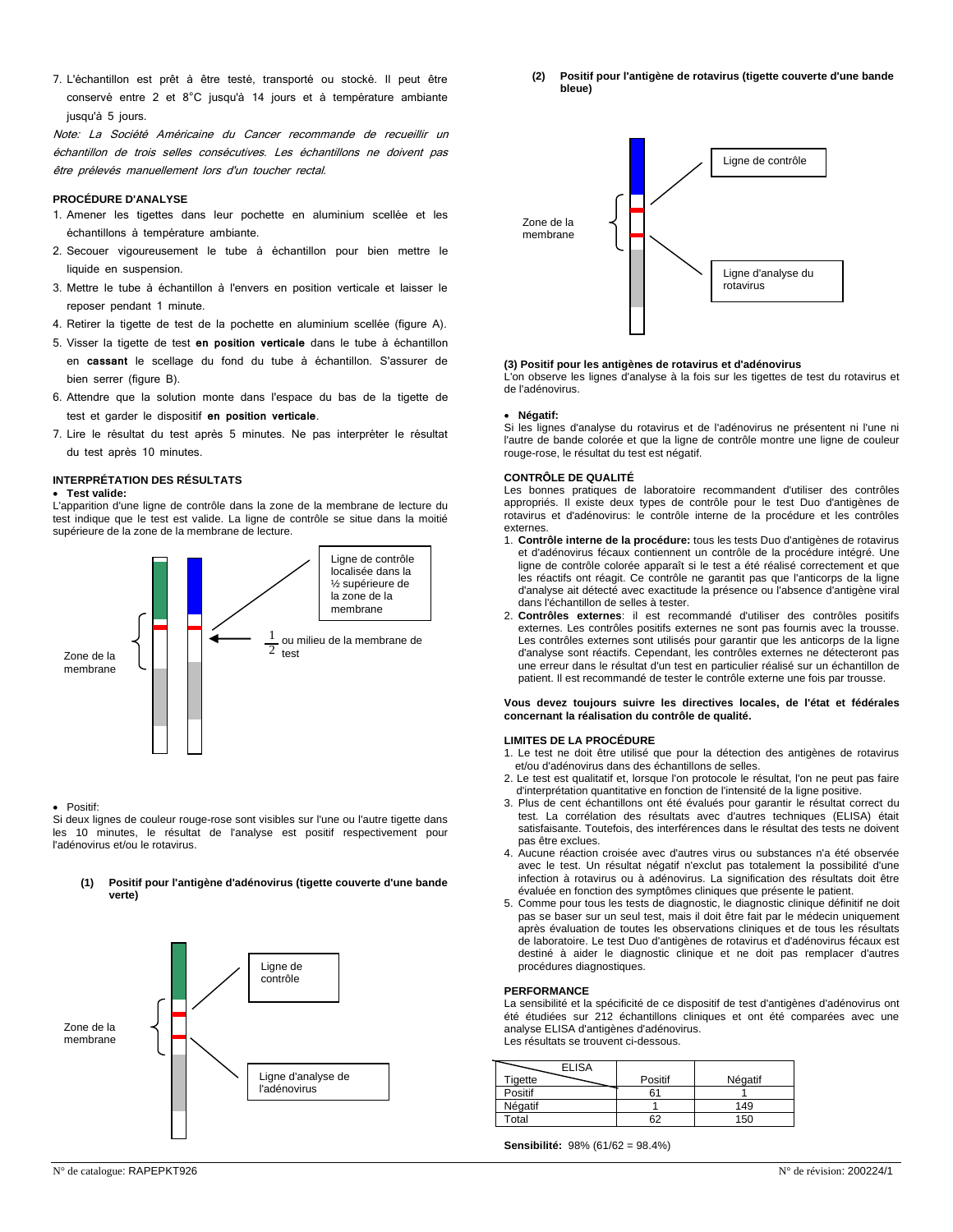7. L'échantillon est prêt à être testé, transporté ou stocké. Il peut être conservé entre 2 et 8°C jusqu'à 14 jours et à température ambiante jusqu'à 5 jours.

*Note: La Société Américaine du Cancer recommande de recueillir un échantillon de trois selles consécutives. Les échantillons ne doivent pas être prélevés manuellement lors d'un toucher rectal.*

**PROCÉDURE D'ANALYSE**

1. Amener les tigettes dans leur pochette en aluminium scellée et les échantillons à température ambiante.
2. Secouer vigoureusement le tube à échantillon pour bien mettre le liquide en suspension.
3. Mettre le tube à échantillon à l'envers en position verticale et laisser le reposer pendant 1 minute.
4. Retirer la tigette de test de la pochette en aluminium scellée (figure A).
5. Visser la tigette de test **en position verticale** dans le tube à échantillon en **cassant** le scellage du fond du tube à échantillon. S'assurer de bien serrer (figure B).
6. Attendre que la solution monte dans l'espace du bas de la tigette de test et garder le dispositif **en position verticale**.
7. Lire le résultat du test après 5 minutes. Ne pas interpréter le résultat du test après 10 minutes.

**INTERPRÉTATION DES RÉSULTATS**

- **Test valide:**

L'apparition d'une ligne de contrôle dans la zone de la membrane de lecture du test indique que le test est valide. La ligne de contrôle se situe dans la moitié supérieure de la zone de la membrane de lecture.

Zone de la membrane — Ligne de contrôle localisée dans la ½ supérieure de la zone de la membrane — $\frac{1}{2}$ ou milieu de la membrane de test

- Positif:

Si deux lignes de couleur rouge-rose sont visibles sur l'une ou l'autre tigette dans les 10 minutes, le résultat de l'analyse est positif respectivement pour l'adénovirus et/ou le rotavirus.

**(1) Positif pour l'antigène d'adénovirus (tigette couverte d'une bande verte)**

Zone de la membrane — Ligne de contrôle — Ligne d'analyse de l'adénovirus

**(2) Positif pour l'antigène de rotavirus (tigette couverte d'une bande bleue)**

Zone de la membrane — Ligne de contrôle — Ligne d'analyse du rotavirus

**(3) Positif pour les antigènes de rotavirus et d'adénovirus**

L'on observe les lignes d'analyse à la fois sur les tigettes de test du rotavirus et de l'adénovirus.

- **Négatif:**

Si les lignes d'analyse du rotavirus et de l'adénovirus ne présentent ni l'une ni l'autre de bande colorée et que la ligne de contrôle montre une ligne de couleur rouge-rose, le résultat du test est négatif.

**CONTRÔLE DE QUALITÉ**

Les bonnes pratiques de laboratoire recommandent d'utiliser des contrôles appropriés. Il existe deux types de contrôle pour le test Duo d'antigènes de rotavirus et d'adénovirus: le contrôle interne de la procédure et les contrôles externes.

1. **Contrôle interne de la procédure:** tous les tests Duo d'antigènes de rotavirus et d'adénovirus fécaux contiennent un contrôle de la procédure intégré. Une ligne de contrôle colorée apparaît si le test a été réalisé correctement et que les réactifs ont réagit. Ce contrôle ne garantit pas que l'anticorps de la ligne d'analyse ait détecté avec exactitude la présence ou l'absence d'antigène viral dans l'échantillon de selles à tester.
2. **Contrôles externes**: il est recommandé d'utiliser des contrôles positifs externes. Les contrôles positifs externes ne sont pas fournis avec la trousse. Les contrôles externes sont utilisés pour garantir que les anticorps de la ligne d'analyse sont réactifs. Cependant, les contrôles externes ne détecteront pas une erreur dans le résultat d'un test en particulier réalisé sur un échantillon de patient. Il est recommandé de tester le contrôle externe une fois par trousse.

**Vous devez toujours suivre les directives locales, de l'état et fédérales concernant la réalisation du contrôle de qualité.**

**LIMITES DE LA PROCÉDURE**

1. Le test ne doit être utilisé que pour la détection des antigènes de rotavirus et/ou d'adénovirus dans des échantillons de selles.
2. Le test est qualitatif et, lorsque l'on protocole le résultat, l'on ne peut pas faire d'interprétation quantitative en fonction de l'intensité de la ligne positive.
3. Plus de cent échantillons ont été évalués pour garantir le résultat correct du test. La corrélation des résultats avec d'autres techniques (ELISA) était satisfaisante. Toutefois, des interférences dans le résultat des tests ne doivent pas être exclues.
4. Aucune réaction croisée avec d'autres virus ou substances n'a été observée avec le test. Un résultat négatif n'exclut pas totalement la possibilité d'une infection à rotavirus ou à adénovirus. La signification des résultats doit être évaluée en fonction des symptômes cliniques que présente le patient.
5. Comme pour tous les tests de diagnostic, le diagnostic clinique définitif ne doit pas se baser sur un seul test, mais il doit être fait par le médecin uniquement après évaluation de toutes les observations cliniques et de tous les résultats de laboratoire. Le test Duo d'antigènes de rotavirus et d'adénovirus fécaux est destiné à aider le diagnostic clinique et ne doit pas remplacer d'autres procédures diagnostiques.

**PERFORMANCE**

La sensibilité et la spécificité de ce dispositif de test d'antigènes d'adénovirus ont été étudiées sur 212 échantillons cliniques et ont été comparées avec une analyse ELISA d'antigènes d'adénovirus.
Les résultats se trouvent ci-dessous.

| Tigette \ ELISA | Positif | Négatif |
|---|---|---|
| Positif | 61 | 1 |
| Négatif | 1 | 149 |
| Total | 62 | 150 |

**Sensibilité:** 98% (61/62 = 98.4%)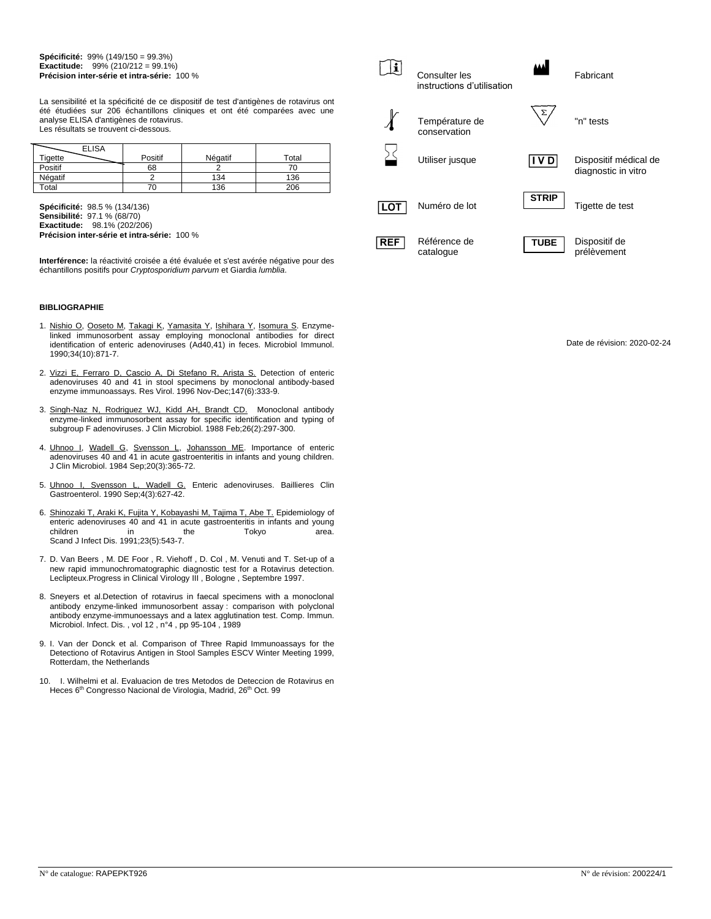**Spécificité:** 99% (149/150 = 99.3%)
**Exactitude:** 99% (210/212 = 99.1%)
**Précision inter-série et intra-série:** 100 %

La sensibilité et la spécificité de ce dispositif de test d'antigènes de rotavirus ont été étudiées sur 206 échantillons cliniques et ont été comparées avec une analyse ELISA d'antigènes de rotavirus.
Les résultats se trouvent ci-dessous.

| ELISA / Tigette | Positif | Négatif | Total |
|---|---|---|---|
| Positif | 68 | 2 | 70 |
| Négatif | 2 | 134 | 136 |
| Total | 70 | 136 | 206 |

**Spécificité:** 98.5 % (134/136)
**Sensibilité:** 97.1 % (68/70)
**Exactitude:** 98.1% (202/206)
**Précision inter-série et intra-série:** 100 %

**Interférence:** la réactivité croisée a été évaluée et s'est avérée négative pour des échantillons positifs pour *Cryptosporidium parvum* et Giardia *lumblia*.

**BIBLIOGRAPHIE**

1. Nishio O, Ooseto M, Takagi K, Yamasita Y, Ishihara Y, Isomura S. Enzyme-linked immunosorbent assay employing monoclonal antibodies for direct identification of enteric adenoviruses (Ad40,41) in feces. Microbiol Immunol. 1990;34(10):871-7.
2. Vizzi E, Ferraro D, Cascio A, Di Stefano R, Arista S. Detection of enteric adenoviruses 40 and 41 in stool specimens by monoclonal antibody-based enzyme immunoassays. Res Virol. 1996 Nov-Dec;147(6):333-9.
3. Singh-Naz N, Rodriguez WJ, Kidd AH, Brandt CD. Monoclonal antibody enzyme-linked immunosorbent assay for specific identification and typing of subgroup F adenoviruses. J Clin Microbiol. 1988 Feb;26(2):297-300.
4. Uhnoo I, Wadell G, Svensson L, Johansson ME. Importance of enteric adenoviruses 40 and 41 in acute gastroenteritis in infants and young children. J Clin Microbiol. 1984 Sep;20(3):365-72.
5. Uhnoo I, Svensson L, Wadell G. Enteric adenoviruses. Baillieres Clin Gastroenterol. 1990 Sep;4(3):627-42.
6. Shinozaki T, Araki K, Fujita Y, Kobayashi M, Tajima T, Abe T. Epidemiology of enteric adenoviruses 40 and 41 in acute gastroenteritis in infants and young children in the Tokyo area. Scand J Infect Dis. 1991;23(5):543-7.
7. D. Van Beers , M. DE Foor , R. Viehoff , D. Col , M. Venuti and T. Set-up of a new rapid immunochromatographic diagnostic test for a Rotavirus detection. Leclipteux.Progress in Clinical Virology III , Bologne , Septembre 1997.
8. Sneyers et al.Detection of rotavirus in faecal specimens with a monoclonal antibody enzyme-linked immunosorbent assay : comparison with polyclonal antibody enzyme-immunoessays and a latex agglutination test. Comp. Immun. Microbiol. Infect. Dis. , vol 12 , n°4 , pp 95-104 , 1989
9. I. Van der Donck et al. Comparison of Three Rapid Immunoassays for the Detectiono of Rotavirus Antigen in Stool Samples ESCV Winter Meeting 1999, Rotterdam, the Netherlands
10. I. Wilhelmi et al. Evaluacion de tres Metodos de Deteccion de Rotavirus en Heces 6th Congresso Nacional de Virologia, Madrid, 26th Oct. 99

| Symbole | Signification | Symbole | Signification |
|---|---|---|---|
| i | Consulter les instructions d'utilisation | | Fabricant |
| | Température de conservation | Σ | "n" tests |
| | Utiliser jusque | IVD | Dispositif médical de diagnostic in vitro |
| LOT | Numéro de lot | STRIP | Tigette de test |
| REF | Référence de catalogue | TUBE | Dispositif de prélèvement |

Date de révision: 2020-02-24

N° de catalogue: RAPEPKT926

N° de révision: 200224/1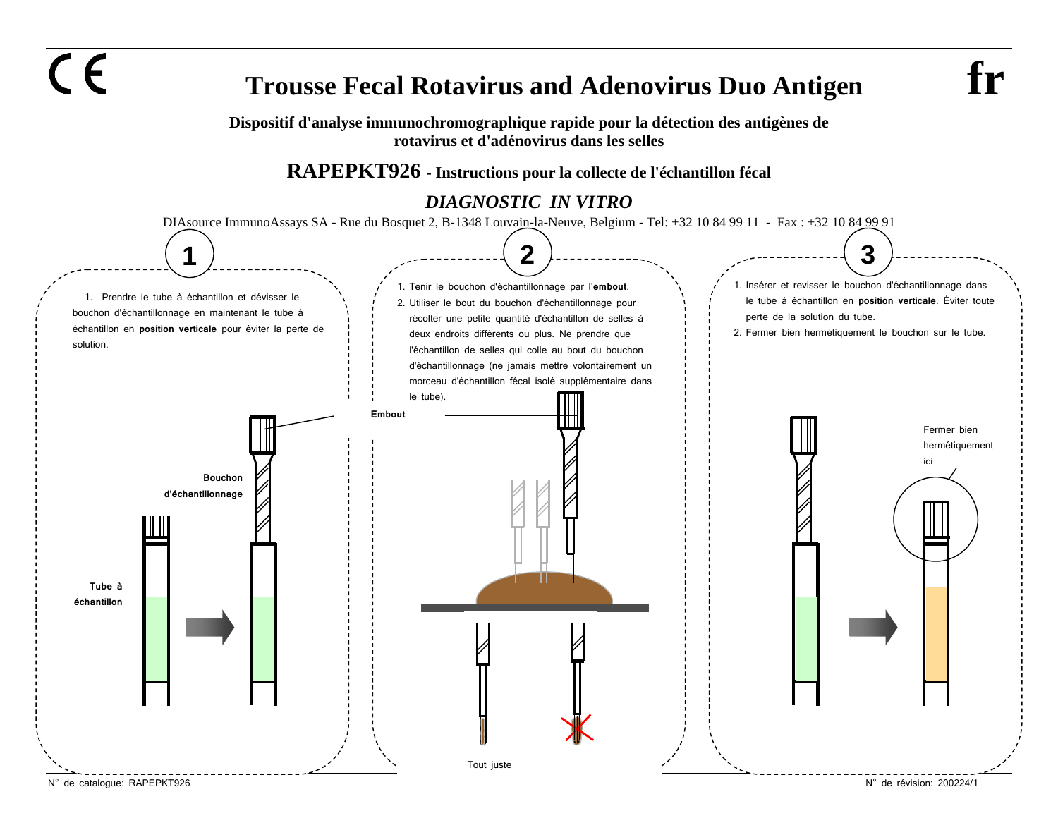CE

# Trousse Fecal Rotavirus and Adenovirus Duo Antigen

**fr**

**Dispositif d'analyse immunochromographique rapide pour la détection des antigènes de rotavirus et d'adénovirus dans les selles**

## RAPEPKT926 - Instructions pour la collecte de l'échantillon fécal

***DIAGNOSTIC IN VITRO***

DIAsource ImmunoAssays SA - Rue du Bosquet 2, B-1348 Louvain-la-Neuve, Belgium - Tel: +32 10 84 99 11 - Fax : +32 10 84 99 91

### 1

1. Prendre le tube à échantillon et dévisser le bouchon d'échantillonnage en maintenant le tube à échantillon en **position verticale** pour éviter la perte de solution.

**Bouchon d'échantillonnage**

**Tube à échantillon**

### 2

1. Tenir le bouchon d'échantillonnage par l'**embout**.
2. Utiliser le bout du bouchon d'échantillonnage pour récolter une petite quantité d'échantillon de selles à deux endroits différents ou plus. Ne prendre que l'échantillon de selles qui colle au bout du bouchon d'échantillonnage (ne jamais mettre volontairement un morceau d'échantillon fécal isolé supplémentaire dans le tube).

**Embout**

Tout juste

### 3

1. Insérer et revisser le bouchon d'échantillonnage dans le tube à échantillon en **position verticale**. Éviter toute perte de la solution du tube.
2. Fermer bien hermétiquement le bouchon sur le tube.

Fermer bien hermétiquement ici

N° de catalogue: RAPEPKT926

N° de révision: 200224/1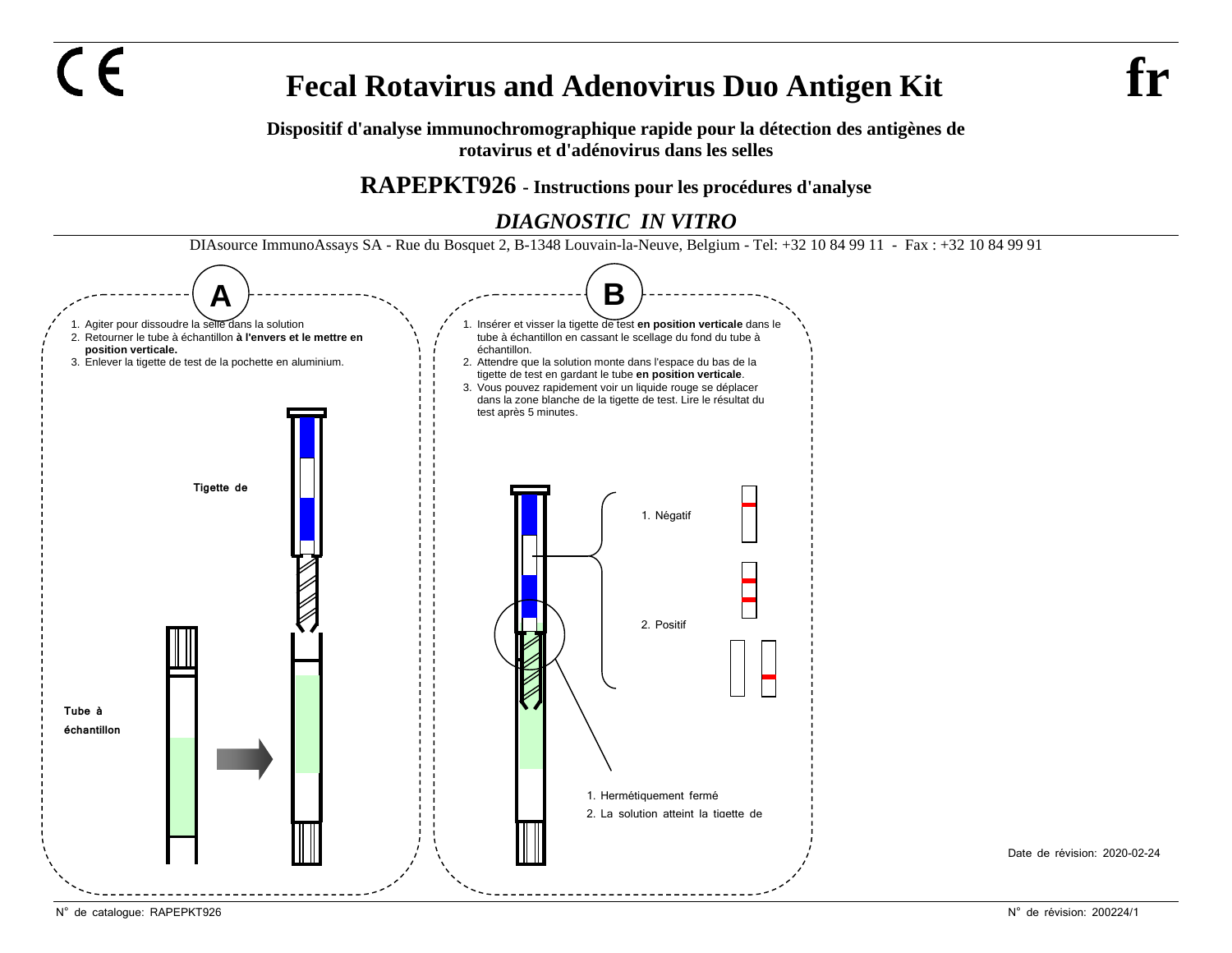CE

# Fecal Rotavirus and Adenovirus Duo Antigen Kit

**fr**

**Dispositif d'analyse immunochromographique rapide pour la détection des antigènes de rotavirus et d'adénovirus dans les selles**

## RAPEPKT926 - Instructions pour les procédures d'analyse

***DIAGNOSTIC IN VITRO***

DIAsource ImmunoAssays SA - Rue du Bosquet 2, B-1348 Louvain-la-Neuve, Belgium - Tel: +32 10 84 99 11 - Fax : +32 10 84 99 91

### A

1. Agiter pour dissoudre la selle dans la solution
2. Retourner le tube à échantillon **à l'envers et le mettre en position verticale.**
3. Enlever la tigette de test de la pochette en aluminium.

**Tigette de**

**Tube à échantillon**

### B

1. Insérer et visser la tigette de test **en position verticale** dans le tube à échantillon en cassant le scellage du fond du tube à échantillon.
2. Attendre que la solution monte dans l'espace du bas de la tigette de test en gardant le tube **en position verticale**.
3. Vous pouvez rapidement voir un liquide rouge se déplacer dans la zone blanche de la tigette de test. Lire le résultat du test après 5 minutes.

1. Négatif
2. Positif

1. Hermétiquement fermé
2. La solution atteint la tigette de

Date de révision: 2020-02-24

N° de catalogue: RAPEPKT926

N° de révision: 200224/1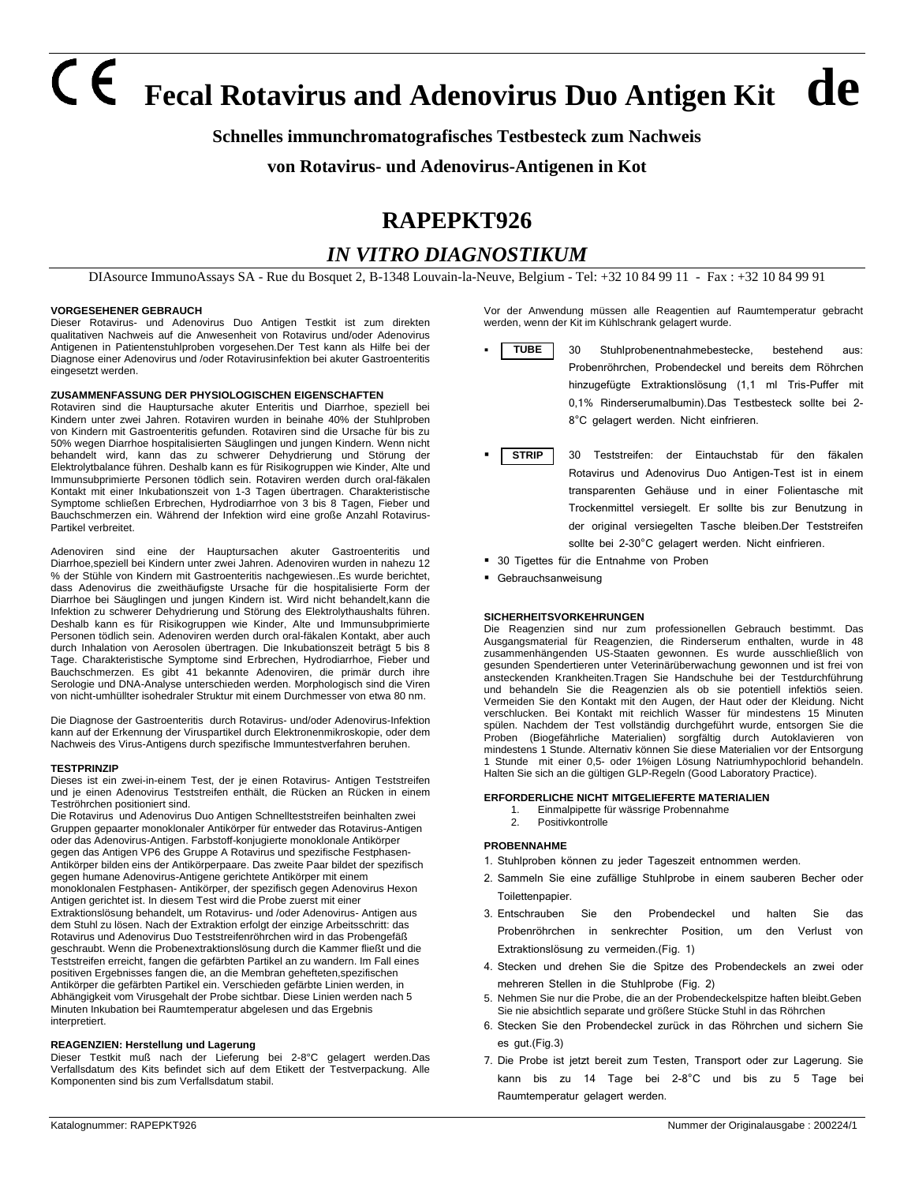# CE Fecal Rotavirus and Adenovirus Duo Antigen Kit de

**Schnelles immunchromatografisches Testbesteck zum Nachweis**

**von Rotavirus- und Adenovirus-Antigenen in Kot**

## RAPEPKT926

## *IN VITRO DIAGNOSTIKUM*

DIAsource ImmunoAssays SA - Rue du Bosquet 2, B-1348 Louvain-la-Neuve, Belgium - Tel: +32 10 84 99 11 - Fax : +32 10 84 99 91

#### VORGESEHENER GEBRAUCH

Dieser Rotavirus- und Adenovirus Duo Antigen Testkit ist zum direkten qualitativen Nachweis auf die Anwesenheit von Rotavirus und/oder Adenovirus Antigenen in Patientenstuhlproben vorgesehen.Der Test kann als Hilfe bei der Diagnose einer Adenovirus und /oder Rotavirusinfektion bei akuter Gastroenteritis eingesetzt werden.

#### ZUSAMMENFASSUNG DER PHYSIOLOGISCHEN EIGENSCHAFTEN

Rotaviren sind die Hauptursache akuter Enteritis und Diarrhoe, speziell bei Kindern unter zwei Jahren. Rotaviren wurden in beinahe 40% der Stuhlproben von Kindern mit Gastroenteritis gefunden. Rotaviren sind die Ursache für bis zu 50% wegen Diarrhoe hospitalisierten Säuglingen und jungen Kindern. Wenn nicht behandelt wird, kann das zu schwerer Dehydrierung und Störung der Elektrolytbalance führen. Deshalb kann es für Risikogruppen wie Kinder, Alte und Immunsubprimierte Personen tödlich sein. Rotaviren werden durch oral-fäkalen Kontakt mit einer Inkubationszeit von 1-3 Tagen übertragen. Charakteristische Symptome schließen Erbrechen, Hydrodiarrhoe von 3 bis 8 Tagen, Fieber und Bauchschmerzen ein. Während der Infektion wird eine große Anzahl Rotavirus-Partikel verbreitet.

Adenoviren sind eine der Hauptursachen akuter Gastroenteritis und Diarrhoe,speziell bei Kindern unter zwei Jahren. Adenoviren wurden in nahezu 12 % der Stühle von Kindern mit Gastroenteritis nachgewiesen..Es wurde berichtet, dass Adenovirus die zweithäufigste Ursache für die hospitalisierte Form der Diarrhoe bei Säuglingen und jungen Kindern ist. Wird nicht behandelt,kann die Infektion zu schwerer Dehydrierung und Störung des Elektrolythaushalts führen. Deshalb kann es für Risikogruppen wie Kinder, Alte und Immunsubprimierte Personen tödlich sein. Adenoviren werden durch oral-fäkalen Kontakt, aber auch durch Inhalation von Aerosolen übertragen. Die Inkubationszeit beträgt 5 bis 8 Tage. Charakteristische Symptome sind Erbrechen, Hydrodiarrhoe, Fieber und Bauchschmerzen. Es gibt 41 bekannte Adenoviren, die primär durch ihre Serologie und DNA-Analyse unterschieden werden. Morphologisch sind die Viren von nicht-umhüllter isohedraler Struktur mit einem Durchmesser von etwa 80 nm.

Die Diagnose der Gastroenteritis durch Rotavirus- und/oder Adenovirus-Infektion kann auf der Erkennung der Viruspartikel durch Elektronenmikroskopie, oder dem Nachweis des Virus-Antigens durch spezifische Immuntestverfahren beruhen.

#### TESTPRINZIP

Dieses ist ein zwei-in-einem Test, der je einen Rotavirus- Antigen Teststreifen und je einen Adenovirus Teststreifen enthält, die Rücken an Rücken in einem Teströhrchen positioniert sind.

Die Rotavirus und Adenovirus Duo Antigen Schnellteststreifen beinhalten zwei Gruppen gepaarter monoklonaler Antikörper für entweder das Rotavirus-Antigen oder das Adenovirus-Antigen. Farbstoff-konjugierte monoklonale Antikörper gegen das Antigen VP6 des Gruppe A Rotavirus und spezifische Festphasen-Antikörper bilden eins der Antikörperpaare. Das zweite Paar bildet der spezifisch gegen humane Adenovirus-Antigene gerichtete Antikörper mit einem monoklonalen Festphasen- Antikörper, der spezifisch gegen Adenovirus Hexon Antigen gerichtet ist. In diesem Test wird die Probe zuerst mit einer Extraktionslösung behandelt, um Rotavirus- und /oder Adenovirus- Antigen aus dem Stuhl zu lösen. Nach der Extraktion erfolgt der einzige Arbeitsschritt: das Rotavirus und Adenovirus Duo Teststreifenröhrchen wird in das Probengefäß geschraubt. Wenn die Probenextraktionslösung durch die Kammer fließt und die Teststreifen erreicht, fangen die gefärbten Partikel an zu wandern. Im Fall eines positiven Ergebnisses fangen die, an die Membran gehefteten,spezifischen Antikörper die gefärbten Partikel ein. Verschieden gefärbte Linien werden, in Abhängigkeit vom Virusgehalt der Probe sichtbar. Diese Linien werden nach 5 Minuten Inkubation bei Raumtemperatur abgelesen und das Ergebnis interpretiert.

#### REAGENZIEN: Herstellung und Lagerung

Dieser Testkit muß nach der Lieferung bei 2-8°C gelagert werden.Das Verfallsdatum des Kits befindet sich auf dem Etikett der Testverpackung. Alle Komponenten sind bis zum Verfallsdatum stabil.

Vor der Anwendung müssen alle Reagentien auf Raumtemperatur gebracht werden, wenn der Kit im Kühlschrank gelagert wurde.

- **TUBE** 30 Stuhlprobenentnahmebestecke, bestehend aus: Probenröhrchen, Probendeckel und bereits dem Röhrchen hinzugefügte Extraktionslösung (1,1 ml Tris-Puffer mit 0,1% Rinderserumalbumin).Das Testbesteck sollte bei 2-8°C gelagert werden. Nicht einfrieren.
- **STRIP** 30 Teststreifen: der Eintauchstab für den fäkalen Rotavirus und Adenovirus Duo Antigen-Test ist in einem transparenten Gehäuse und in einer Folientasche mit Trockenmittel versiegelt. Er sollte bis zur Benutzung in der original versiegelten Tasche bleiben.Der Teststreifen sollte bei 2-30°C gelagert werden. Nicht einfrieren.
- 30 Tigettes für die Entnahme von Proben
- Gebrauchsanweisung

#### SICHERHEITSVORKEHRUNGEN

Die Reagenzien sind nur zum professionellen Gebrauch bestimmt. Das Ausgangsmaterial für Reagenzien, die Rinderserum enthalten, wurde in 48 zusammenhängenden US-Staaten gewonnen. Es wurde ausschließlich von gesunden Spendertieren unter Veterinärüberwachung gewonnen und ist frei von ansteckenden Krankheiten.Tragen Sie Handschuhe bei der Testdurchführung und behandeln Sie die Reagenzien als ob sie potentiell infektiös seien. Vermeiden Sie den Kontakt mit den Augen, der Haut oder der Kleidung. Nicht verschlucken. Bei Kontakt mit reichlich Wasser für mindestens 15 Minuten spülen. Nachdem der Test vollständig durchgeführt wurde, entsorgen Sie die Proben (Biogefährliche Materialien) sorgfältig durch Autoklavieren von mindestens 1 Stunde. Alternativ können Sie diese Materialien vor der Entsorgung 1 Stunde mit einer 0,5- oder 1%igen Lösung Natriumhypochlorid behandeln. Halten Sie sich an die gültigen GLP-Regeln (Good Laboratory Practice).

#### ERFORDERLICHE NICHT MITGELIEFERTE MATERIALIEN

1. Einmalpipette für wässrige Probennahme
2. Positivkontrolle

#### PROBENNAHME

1. Stuhlproben können zu jeder Tageszeit entnommen werden.
2. Sammeln Sie eine zufällige Stuhlprobe in einem sauberen Becher oder Toilettenpapier.
3. Entschrauben Sie den Probendeckel und halten Sie das Probenröhrchen in senkrechter Position, um den Verlust von Extraktionslösung zu vermeiden.(Fig. 1)
4. Stecken und drehen Sie die Spitze des Probendeckels an zwei oder mehreren Stellen in die Stuhlprobe (Fig. 2)
5. Nehmen Sie nur die Probe, die an der Probendeckelspitze haften bleibt.Geben Sie nie absichtlich separate und größere Stücke Stuhl in das Röhrchen
6. Stecken Sie den Probendeckel zurück in das Röhrchen und sichern Sie es gut.(Fig.3)
7. Die Probe ist jetzt bereit zum Testen, Transport oder zur Lagerung. Sie kann bis zu 14 Tage bei 2-8°C und bis zu 5 Tage bei Raumtemperatur gelagert werden.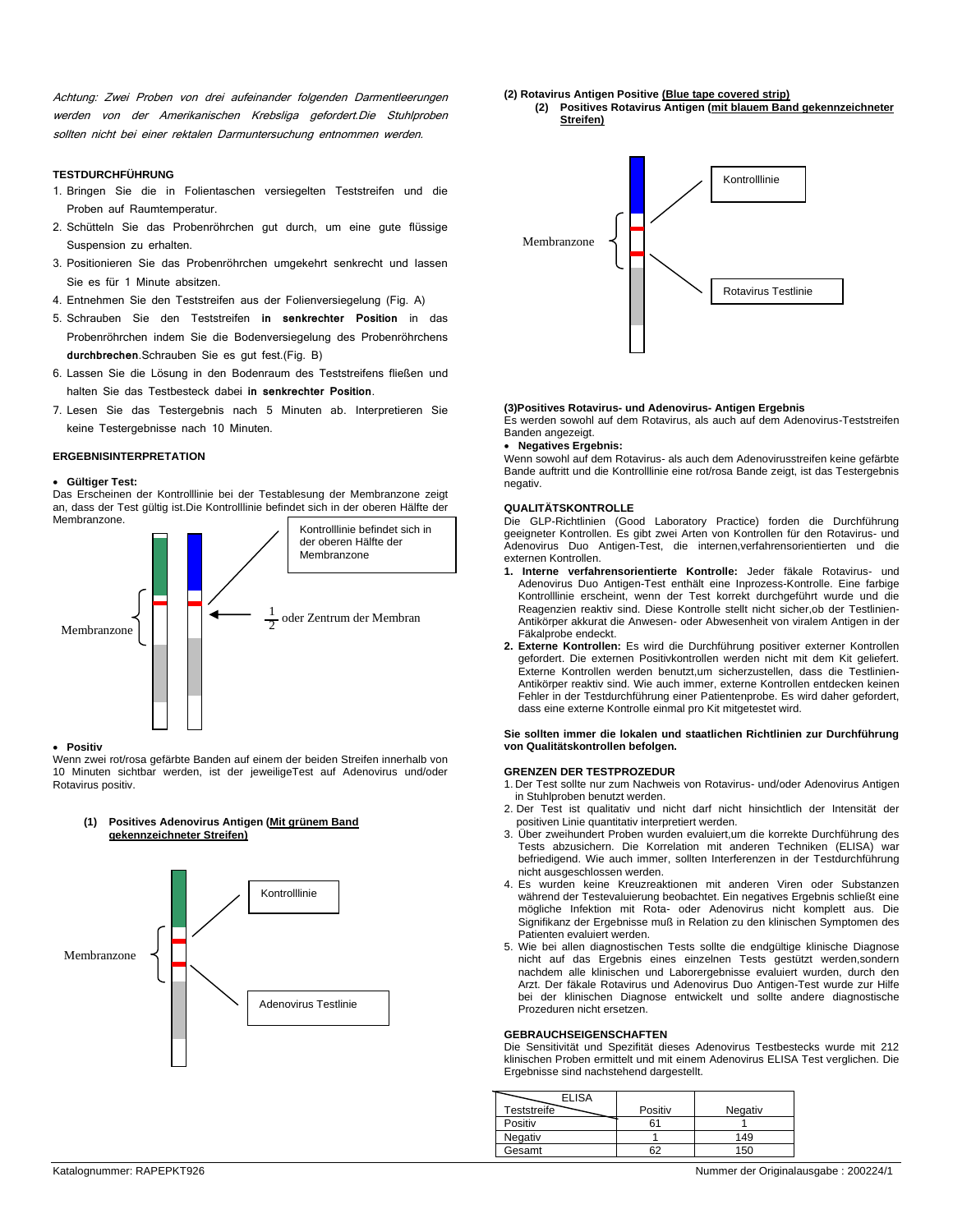*Achtung: Zwei Proben von drei aufeinander folgenden Darmentleerungen werden von der Amerikanischen Krebsliga gefordert.Die Stuhlproben sollten nicht bei einer rektalen Darmuntersuchung entnommen werden.*

### TESTDURCHFÜHRUNG

1. Bringen Sie die in Folientaschen versiegelten Teststreifen und die Proben auf Raumtemperatur.
2. Schütteln Sie das Probenröhrchen gut durch, um eine gute flüssige Suspension zu erhalten.
3. Positionieren Sie das Probenröhrchen umgekehrt senkrecht und lassen Sie es für 1 Minute absitzen.
4. Entnehmen Sie den Teststreifen aus der Folienversiegelung (Fig. A)
5. Schrauben Sie den Teststreifen **in senkrechter Position** in das Probenröhrchen indem Sie die Bodenversiegelung des Probenröhrchens **durchbrechen**.Schrauben Sie es gut fest.(Fig. B)
6. Lassen Sie die Lösung in den Bodenraum des Teststreifens fließen und halten Sie das Testbesteck dabei **in senkrechter Position**.
7. Lesen Sie das Testergebnis nach 5 Minuten ab. Interpretieren Sie keine Testergebnisse nach 10 Minuten.

### ERGEBNISINTERPRETATION

- **Gültiger Test:**

Das Erscheinen der Kontrolllinie bei der Testablesung der Membranzone zeigt an, dass der Test gültig ist.Die Kontrolllinie befindet sich in der oberen Hälfte der Membranzone.

Membranzone

Kontrolllinie befindet sich in der oberen Hälfte der Membranzone

$\frac{1}{2}$ oder Zentrum der Membran

- **Positiv**

Wenn zwei rot/rosa gefärbte Banden auf einem der beiden Streifen innerhalb von 10 Minuten sichtbar werden, ist der jeweiligeTest auf Adenovirus und/oder Rotavirus positiv.

**(1) Positives Adenovirus Antigen (<u>Mit grünem Band gekennzeichneter Streifen)</u>**

Membranzone

Kontrolllinie

Adenovirus Testlinie

**(2) Rotavirus Antigen Positive (<u>Blue tape covered strip)</u>**

**(2) Positives Rotavirus Antigen (<u>mit blauem Band gekennzeichneter Streifen)</u>**

Membranzone

Kontrolllinie

Rotavirus Testlinie

**(3)Positives Rotavirus- und Adenovirus- Antigen Ergebnis**

Es werden sowohl auf dem Rotavirus, als auch auf dem Adenovirus-Teststreifen Banden angezeigt.

- **Negatives Ergebnis:**

Wenn sowohl auf dem Rotavirus- als auch dem Adenovirusstreifen keine gefärbte Bande auftritt und die Kontrolllinie eine rot/rosa Bande zeigt, ist das Testergebnis negativ.

### QUALITÄTSKONTROLLE

Die GLP-Richtlinien (Good Laboratory Practice) forden die Durchführung geeigneter Kontrollen. Es gibt zwei Arten von Kontrollen für den Rotavirus- und Adenovirus Duo Antigen-Test, die internen,verfahrensorientierten und die externen Kontrollen.

1. **Interne verfahrensorientierte Kontrolle:** Jeder fäkale Rotavirus- und Adenovirus Duo Antigen-Test enthält eine Inprozess-Kontrolle. Eine farbige Kontrolllinie erscheint, wenn der Test korrekt durchgeführt wurde und die Reagenzien reaktiv sind. Diese Kontrolle stellt nicht sicher,ob der Testlinien-Antikörper akkurat die Anwesen- oder Abwesenheit von viralem Antigen in der Fäkalprobe endeckt.
2. **Externe Kontrollen:** Es wird die Durchführung positiver externer Kontrollen gefordert. Die externen Positivkontrollen werden nicht mit dem Kit geliefert. Externe Kontrollen werden benutzt,um sicherzustellen, dass die Testlinien-Antikörper reaktiv sind. Wie auch immer, externe Kontrollen entdecken keinen Fehler in der Testdurchführung einer Patientenprobe. Es wird daher gefordert, dass eine externe Kontrolle einmal pro Kit mitgetestet wird.

**Sie sollten immer die lokalen und staatlichen Richtlinien zur Durchführung von Qualitätskontrollen befolgen.**

### GRENZEN DER TESTPROZEDUR

1. Der Test sollte nur zum Nachweis von Rotavirus- und/oder Adenovirus Antigen in Stuhlproben benutzt werden.
2. Der Test ist qualitativ und nicht darf nicht hinsichtlich der Intensität der positiven Linie quantitativ interpretiert werden.
3. Über zweihundert Proben wurden evaluiert,um die korrekte Durchführung des Tests abzusichern. Die Korrelation mit anderen Techniken (ELISA) war befriedigend. Wie auch immer, sollten Interferenzen in der Testdurchführung nicht ausgeschlossen werden.
4. Es wurden keine Kreuzreaktionen mit anderen Viren oder Substanzen während der Testevaluierung beobachtet. Ein negatives Ergebnis schließt eine mögliche Infektion mit Rota- oder Adenovirus nicht komplett aus. Die Signifikanz der Ergebnisse muß in Relation zu den klinischen Symptomen des Patienten evaluiert werden.
5. Wie bei allen diagnostischen Tests sollte die endgültige klinische Diagnose nicht auf das Ergebnis eines einzelnen Tests gestützt werden,sondern nachdem alle klinischen und Laborergebnisse evaluiert wurden, durch den Arzt. Der fäkale Rotavirus und Adenovirus Duo Antigen-Test wurde zur Hilfe bei der klinischen Diagnose entwickelt und sollte andere diagnostische Prozeduren nicht ersetzen.

### GEBRAUCHSEIGENSCHAFTEN

Die Sensitivität und Spezifität dieses Adenovirus Testbestecks wurde mit 212 klinischen Proben ermittelt und mit einem Adenovirus ELISA Test verglichen. Die Ergebnisse sind nachstehend dargestellt.

| ELISA / Teststreife | Positiv | Negativ |
|---|---|---|
| Positiv | 61 | 1 |
| Negativ | 1 | 149 |
| Gesamt | 62 | 150 |

Katalognummer: RAPEPKT926 Nummer der Originalausgabe : 200224/1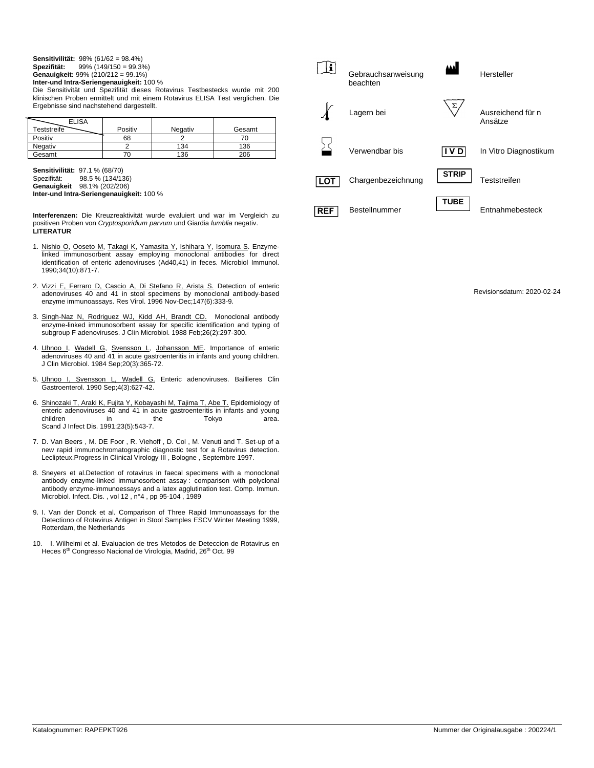**Sensitivität:** 98% (61/62 = 98.4%)
**Spezifität:** 99% (149/150 = 99.3%)
**Genauigkeit:** 99% (210/212 = 99.1%)
**Inter-und Intra-Seriengenauigkeit:** 100 %

Die Sensitivität und Spezifität dieses Rotavirus Testbestecks wurde mit 200 klinischen Proben ermittelt und mit einem Rotavirus ELISA Test verglichen. Die Ergebnisse sind nachstehend dargestellt.

| ELISA / Teststreife | Positiv | Negativ | Gesamt |
|---|---|---|---|
| Positiv | 68 | 2 | 70 |
| Negativ | 2 | 134 | 136 |
| Gesamt | 70 | 136 | 206 |

**Sensitivität:** 97.1 % (68/70)
Spezifität: 98.5 % (134/136)
**Genauigkeit** 98.1% (202/206)
**Inter-und Intra-Seriengenauigkeit:** 100 %

**Interferenzen:** Die Kreuzreaktivität wurde evaluiert und war im Vergleich zu positiven Proben von *Cryptosporidium parvum* und Giardia *lumblia* negativ.

**LITERATUR**

1. Nishio O, Ooseto M, Takagi K, Yamasita Y, Ishihara Y, Isomura S. Enzyme-linked immunosorbent assay employing monoclonal antibodies for direct identification of enteric adenoviruses (Ad40,41) in feces. Microbiol Immunol. 1990;34(10):871-7.
2. Vizzi E, Ferraro D, Cascio A, Di Stefano R, Arista S. Detection of enteric adenoviruses 40 and 41 in stool specimens by monoclonal antibody-based enzyme immunoassays. Res Virol. 1996 Nov-Dec;147(6):333-9.
3. Singh-Naz N, Rodriguez WJ, Kidd AH, Brandt CD. Monoclonal antibody enzyme-linked immunosorbent assay for specific identification and typing of subgroup F adenoviruses. J Clin Microbiol. 1988 Feb;26(2):297-300.
4. Uhnoo I, Wadell G, Svensson L, Johansson ME. Importance of enteric adenoviruses 40 and 41 in acute gastroenteritis in infants and young children. J Clin Microbiol. 1984 Sep;20(3):365-72.
5. Uhnoo I, Svensson L, Wadell G. Enteric adenoviruses. Baillieres Clin Gastroenterol. 1990 Sep;4(3):627-42.
6. Shinozaki T, Araki K, Fujita Y, Kobayashi M, Tajima T, Abe T. Epidemiology of enteric adenoviruses 40 and 41 in acute gastroenteritis in infants and young children in the Tokyo area. Scand J Infect Dis. 1991;23(5):543-7.
7. D. Van Beers , M. DE Foor , R. Viehoff , D. Col , M. Venuti and T. Set-up of a new rapid immunochromatographic diagnostic test for a Rotavirus detection. Leclipteux.Progress in Clinical Virology III , Bologne , Septembre 1997.
8. Sneyers et al.Detection of rotavirus in faecal specimens with a monoclonal antibody enzyme-linked immunosorbent assay : comparison with polyclonal antibody enzyme-immunoessays and a latex agglutination test. Comp. Immun. Microbiol. Infect. Dis. , vol 12 , n°4 , pp 95-104 , 1989
9. I. Van der Donck et al. Comparison of Three Rapid Immunoassays for the Detectiono of Rotavirus Antigen in Stool Samples ESCV Winter Meeting 1999, Rotterdam, the Netherlands
10. I. Wilhelmi et al. Evaluacion de tres Metodos de Deteccion de Rotavirus en Heces 6th Congresso Nacional de Virologia, Madrid, 26th Oct. 99

| Symbol | Bedeutung | Symbol | Bedeutung |
|---|---|---|---|
| i | Gebrauchsanweisung beachten | | Hersteller |
| | Lagern bei | Σ | Ausreichend für n Ansätze |
| | Verwendbar bis | IVD | In Vitro Diagnostikum |
| LOT | Chargenbezeichnung | STRIP | Teststreifen |
| REF | Bestellnummer | TUBE | Entnahmebesteck |

Revisionsdatum: 2020-02-24

Katalognummer: RAPEPKT926 Nummer der Originalausgabe : 200224/1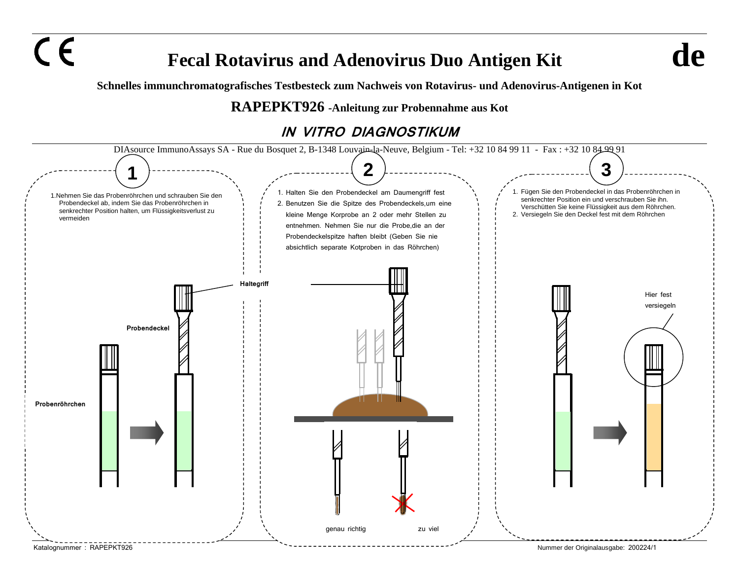CE

# Fecal Rotavirus and Adenovirus Duo Antigen Kit

**de**

**Schnelles immunchromatografisches Testbesteck zum Nachweis von Rotavirus- und Adenovirus-Antigenen in Kot**

**RAPEPKT926 -Anleitung zur Probennahme aus Kot**

***IN VITRO DIAGNOSTIKUM***

DIAsource ImmunoAssays SA - Rue du Bosquet 2, B-1348 Louvain-la-Neuve, Belgium - Tel: +32 10 84 99 11 - Fax : +32 10 84 99 91

## 1

1. Nehmen Sie das Probenröhrchen und schrauben Sie den Probendeckel ab, indem Sie das Probenröhrchen in senkrechter Position halten, um Flüssigkeitsverlust zu vermeiden

Haltegriff

Probendeckel

Probenröhrchen

## 2

1. Halten Sie den Probendeckel am Daumengriff fest
2. Benutzen Sie die Spitze des Probendeckels,um eine kleine Menge Korprobe an 2 oder mehr Stellen zu entnehmen. Nehmen Sie nur die Probe,die an der Probendeckelspitze haften bleibt (Geben Sie nie absichtlich separate Kotproben in das Röhrchen)

genau richtig

zu viel

## 3

1. Fügen Sie den Probendeckel in das Probenröhrchen in senkrechter Position ein und verschrauben Sie ihn. Verschütten Sie keine Flüssigkeit aus dem Röhrchen.
2. Versiegeln Sie den Deckel fest mit dem Röhrchen

Hier fest versiegeln

Katalognummer : RAPEPKT926

Nummer der Originalausgabe: 200224/1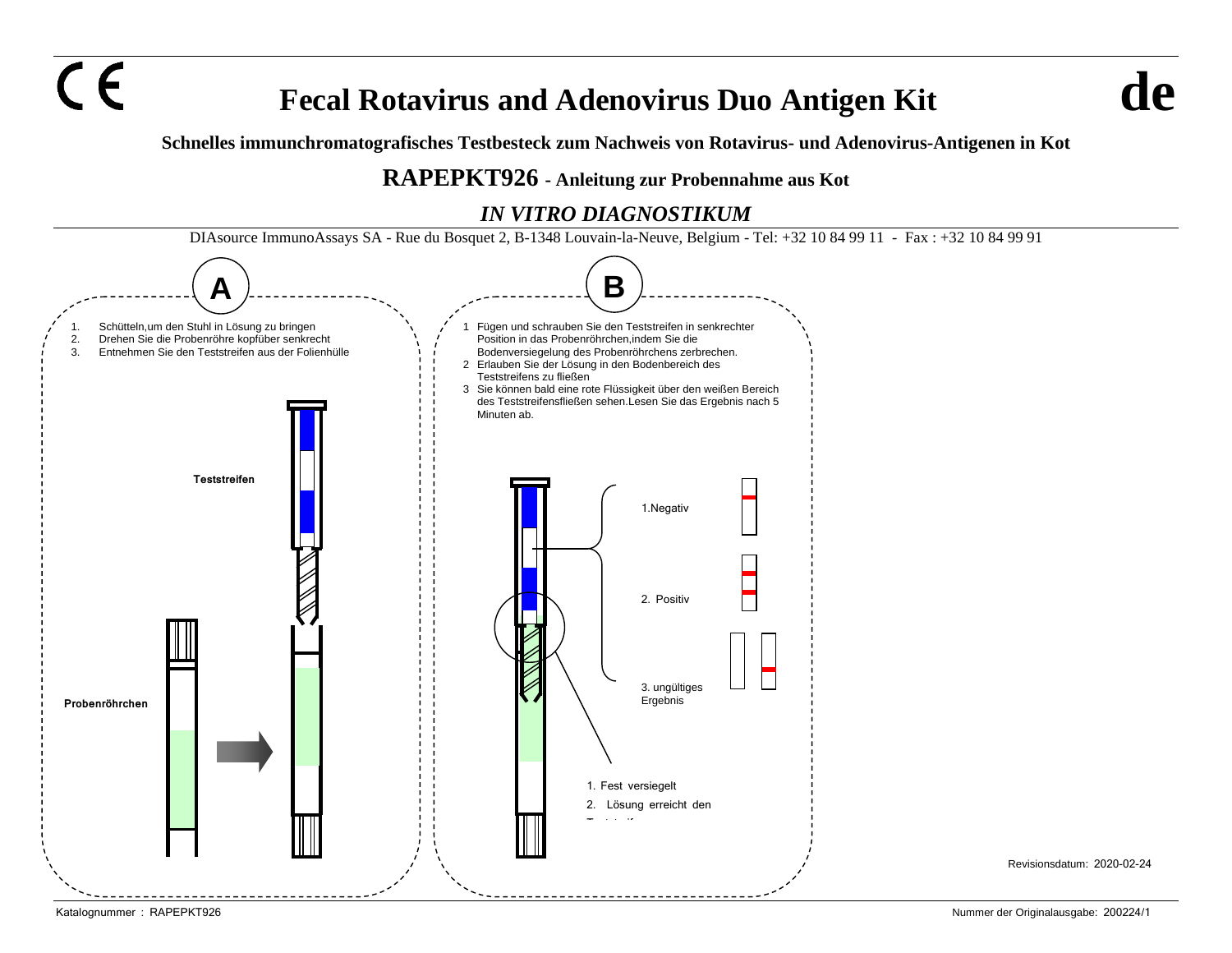CE

# Fecal Rotavirus and Adenovirus Duo Antigen Kit

**de**

**Schnelles immunchromatografisches Testbesteck zum Nachweis von Rotavirus- und Adenovirus-Antigenen in Kot**

**RAPEPKT926 - Anleitung zur Probennahme aus Kot**

***IN VITRO DIAGNOSTIKUM***

DIAsource ImmunoAssays SA - Rue du Bosquet 2, B-1348 Louvain-la-Neuve, Belgium - Tel: +32 10 84 99 11 - Fax : +32 10 84 99 91

## A

1. Schütteln,um den Stuhl in Lösung zu bringen
2. Drehen Sie die Probenröhre kopfüber senkrecht
3. Entnehmen Sie den Teststreifen aus der Folienhülle

Teststreifen

Probenröhrchen

## B

1. Fügen und schrauben Sie den Teststreifen in senkrechter Position in das Probenröhrchen,indem Sie die Bodenversiegelung des Probenröhrchens zerbrechen.
2. Erlauben Sie der Lösung in den Bodenbereich des Teststreifens zu fließen
3. Sie können bald eine rote Flüssigkeit über den weißen Bereich des Teststreifensfließen sehen.Lesen Sie das Ergebnis nach 5 Minuten ab.

1.Negativ

2. Positiv

3. ungültiges Ergebnis

1. Fest versiegelt
2. Lösung erreicht den

Revisionsdatum: 2020-02-24

Katalognummer : RAPEPKT926

Nummer der Originalausgabe: 200224/1